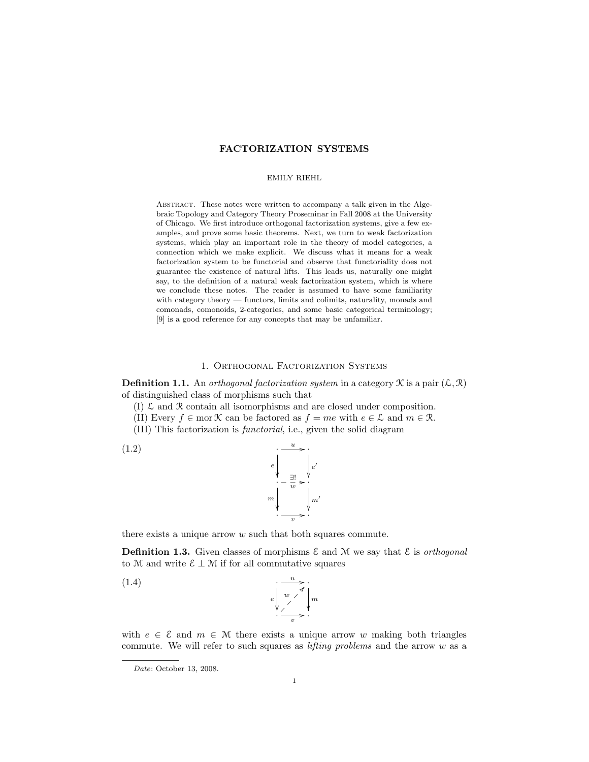# FACTORIZATION SYSTEMS

EMILY RIEHL

Abstract. These notes were written to accompany a talk given in the Algebraic Topology and Category Theory Proseminar in Fall 2008 at the University of Chicago. We first introduce orthogonal factorization systems, give a few examples, and prove some basic theorems. Next, we turn to weak factorization systems, which play an important role in the theory of model categories, a connection which we make explicit. We discuss what it means for a weak factorization system to be functorial and observe that functoriality does not guarantee the existence of natural lifts. This leads us, naturally one might say, to the definition of a natural weak factorization system, which is where we conclude these notes. The reader is assumed to have some familiarity with category theory — functors, limits and colimits, naturality, monads and comonads, comonoids, 2-categories, and some basic categorical terminology; [9] is a good reference for any concepts that may be unfamiliar.

## 1. Orthogonal Factorization Systems

**Definition 1.1.** An *orthogonal factorization system* in a category $\mathcal{K}$ is a pair $(\mathcal{L}, \mathcal{R})$ of distinguished class of morphisms such that

(I) $\mathcal{L}$ and $\mathcal{R}$ contain all isomorphisms and are closed under composition.
(II) Every $f \in \operatorname{mor} \mathcal{K}$ can be factored as $f = me$ with $e \in \mathcal{L}$ and $m \in \mathcal{R}$.
(III) This factorization is *functorial*, i.e., given the solid diagram

$$\begin{array}{ccc} \cdot & \xrightarrow{u} & \cdot \\ {\scriptstyle e}\downarrow & & \downarrow{\scriptstyle e'} \\ \cdot & \overset{\exists!}{\underset{w}{\dashrightarrow}} & \cdot \\ {\scriptstyle m}\downarrow & & \downarrow{\scriptstyle m'} \\ \cdot & \xrightarrow{v} & \cdot \end{array} \tag{1.2}$$

there exists a unique arrow $w$ such that both squares commute.

**Definition 1.3.** Given classes of morphisms $\mathcal{E}$ and $\mathcal{M}$ we say that $\mathcal{E}$ is *orthogonal* to $\mathcal{M}$ and write $\mathcal{E} \perp \mathcal{M}$ if for all commutative squares

$$\begin{array}{ccc} \cdot & \xrightarrow{u} & \cdot \\ {\scriptstyle e}\downarrow & \overset{w}{\nearrow} & \downarrow{\scriptstyle m} \\ \cdot & \xrightarrow{v} & \cdot \end{array} \tag{1.4}$$

with $e \in \mathcal{E}$ and $m \in \mathcal{M}$ there exists a unique arrow $w$ making both triangles commute. We will refer to such squares as *lifting problems* and the arrow $w$ as a

---

*Date*: October 13, 2008.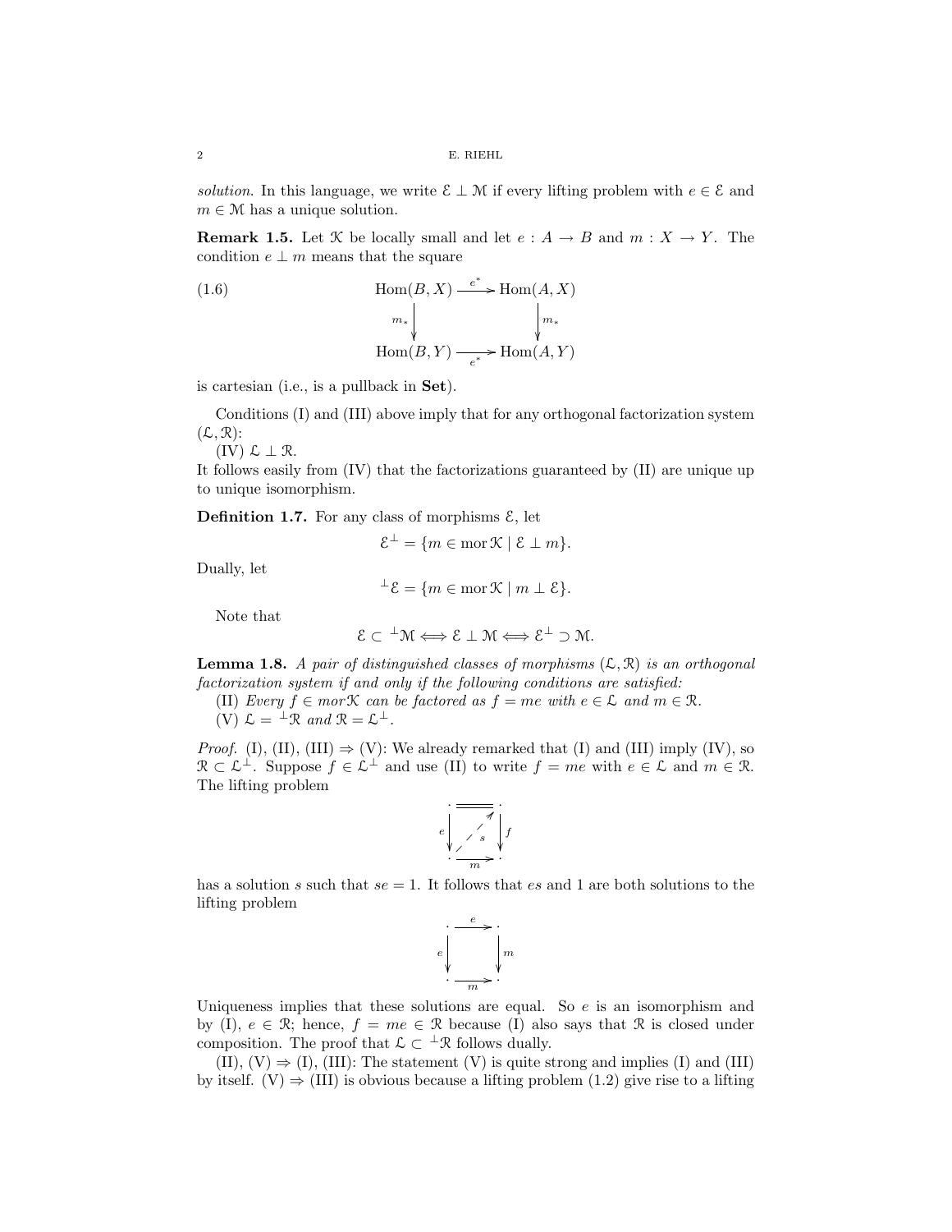*solution*. In this language, we write $\mathcal{E} \perp \mathcal{M}$ if every lifting problem with $e \in \mathcal{E}$ and $m \in \mathcal{M}$ has a unique solution.

**Remark 1.5.** Let $\mathcal{K}$ be locally small and let $e : A \to B$ and $m : X \to Y$. The condition $e \perp m$ means that the square

$$\begin{array}{ccc} \mathrm{Hom}(B,X) & \xrightarrow{e^*} & \mathrm{Hom}(A,X) \\ {\scriptstyle m_*}\downarrow & & \downarrow{\scriptstyle m_*} \\ \mathrm{Hom}(B,Y) & \xrightarrow[e^*]{} & \mathrm{Hom}(A,Y) \end{array} \tag{1.6}$$

is cartesian (i.e., is a pullback in **Set**).

Conditions (I) and (III) above imply that for any orthogonal factorization system $(\mathcal{L}, \mathcal{R})$:

(IV) $\mathcal{L} \perp \mathcal{R}$.

It follows easily from (IV) that the factorizations guaranteed by (II) are unique up to unique isomorphism.

**Definition 1.7.** For any class of morphisms $\mathcal{E}$, let

$$\mathcal{E}^{\perp} = \{m \in \operatorname{mor} \mathcal{K} \mid \mathcal{E} \perp m\}.$$

Dually, let

$$^{\perp}\mathcal{E} = \{m \in \operatorname{mor} \mathcal{K} \mid m \perp \mathcal{E}\}.$$

Note that

$$\mathcal{E} \subset {}^{\perp}\mathcal{M} \Longleftrightarrow \mathcal{E} \perp \mathcal{M} \Longleftrightarrow \mathcal{E}^{\perp} \supset \mathcal{M}.$$

**Lemma 1.8.** *A pair of distinguished classes of morphisms $(\mathcal{L}, \mathcal{R})$ is an orthogonal factorization system if and only if the following conditions are satisfied:*

(II) *Every $f \in mor\mathcal{K}$ can be factored as $f = me$ with $e \in \mathcal{L}$ and $m \in \mathcal{R}$.*

(V) *$\mathcal{L} = {}^{\perp}\mathcal{R}$ and $\mathcal{R} = \mathcal{L}^{\perp}$.*

*Proof.* (I), (II), (III) $\Rightarrow$ (V): We already remarked that (I) and (III) imply (IV), so $\mathcal{R} \subset \mathcal{L}^{\perp}$. Suppose $f \in \mathcal{L}^{\perp}$ and use (II) to write $f = me$ with $e \in \mathcal{L}$ and $m \in \mathcal{R}$. The lifting problem

$$\begin{array}{ccc} \cdot & = & \cdot \\ {\scriptstyle e}\downarrow & \nearrow_{s} & \downarrow{\scriptstyle f} \\ \cdot & \xrightarrow[m]{} & \cdot \end{array}$$

has a solution $s$ such that $se = 1$. It follows that $es$ and 1 are both solutions to the lifting problem

$$\begin{array}{ccc} \cdot & \xrightarrow{e} & \cdot \\ {\scriptstyle e}\downarrow & & \downarrow{\scriptstyle m} \\ \cdot & \xrightarrow[m]{} & \cdot \end{array}$$

Uniqueness implies that these solutions are equal. So $e$ is an isomorphism and by (I), $e \in \mathcal{R}$; hence, $f = me \in \mathcal{R}$ because (I) also says that $\mathcal{R}$ is closed under composition. The proof that $\mathcal{L} \subset {}^{\perp}\mathcal{R}$ follows dually.

(II), (V) $\Rightarrow$ (I), (III): The statement (V) is quite strong and implies (I) and (III) by itself. (V) $\Rightarrow$ (III) is obvious because a lifting problem (1.2) give rise to a lifting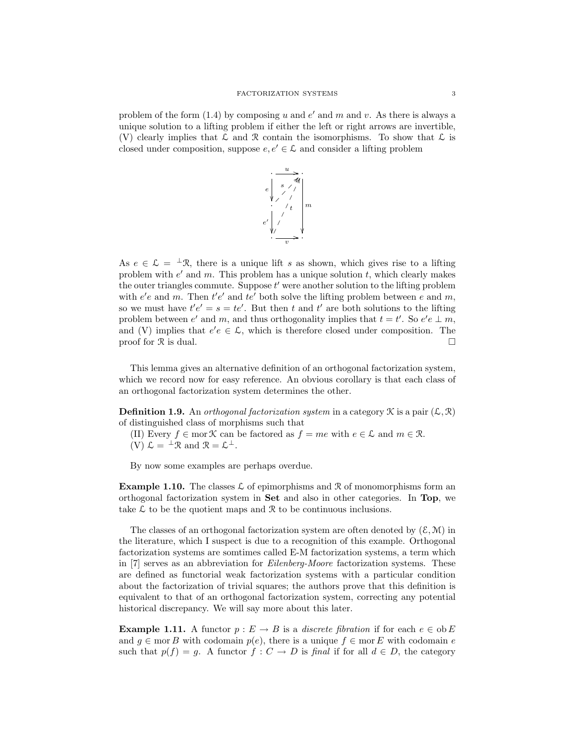problem of the form (1.4) by composing $u$ and $e'$ and $m$ and $v$. As there is always a unique solution to a lifting problem if either the left or right arrows are invertible, (V) clearly implies that $\mathcal{L}$ and $\mathcal{R}$ contain the isomorphisms. To show that $\mathcal{L}$ is closed under composition, suppose $e, e' \in \mathcal{L}$ and consider a lifting problem

$$\begin{array}{ccc} \cdot & \xrightarrow{u} & \cdot \\ {\scriptstyle e}\downarrow & \overset{s}{\nearrow} \; \nearrow_{t} & \\ \cdot & & \downarrow{\scriptstyle m} \\ {\scriptstyle e'}\downarrow & & \\ \cdot & \xrightarrow[v]{} & \cdot \end{array}$$

As $e \in \mathcal{L} = {}^{\perp}\mathcal{R}$, there is a unique lift $s$ as shown, which gives rise to a lifting problem with $e'$ and $m$. This problem has a unique solution $t$, which clearly makes the outer triangles commute. Suppose $t'$ were another solution to the lifting problem with $e'e$ and $m$. Then $t'e'$ and $te'$ both solve the lifting problem between $e$ and $m$, so we must have $t'e' = s = te'$. But then $t$ and $t'$ are both solutions to the lifting problem between $e'$ and $m$, and thus orthogonality implies that $t = t'$. So $e'e \perp m$, and (V) implies that $e'e \in \mathcal{L}$, which is therefore closed under composition. The proof for $\mathcal{R}$ is dual. □

This lemma gives an alternative definition of an orthogonal factorization system, which we record now for easy reference. An obvious corollary is that each class of an orthogonal factorization system determines the other.

**Definition 1.9.** An *orthogonal factorization system* in a category $\mathcal{K}$ is a pair $(\mathcal{L}, \mathcal{R})$ of distinguished class of morphisms such that

(II) Every $f \in \operatorname{mor} \mathcal{K}$ can be factored as $f = me$ with $e \in \mathcal{L}$ and $m \in \mathcal{R}$.
(V) $\mathcal{L} = {}^{\perp}\mathcal{R}$ and $\mathcal{R} = \mathcal{L}^{\perp}$.

By now some examples are perhaps overdue.

**Example 1.10.** The classes $\mathcal{L}$ of epimorphisms and $\mathcal{R}$ of monomorphisms form an orthogonal factorization system in **Set** and also in other categories. In **Top**, we take $\mathcal{L}$ to be the quotient maps and $\mathcal{R}$ to be continuous inclusions.

The classes of an orthogonal factorization system are often denoted by $(\mathcal{E}, \mathcal{M})$ in the literature, which I suspect is due to a recognition of this example. Orthogonal factorization systems are somtimes called E-M factorization systems, a term which in [7] serves as an abbreviation for *Eilenberg-Moore* factorization systems. These are defined as functorial weak factorization systems with a particular condition about the factorization of trivial squares; the authors prove that this definition is equivalent to that of an orthogonal factorization system, correcting any potential historical discrepancy. We will say more about this later.

**Example 1.11.** A functor $p : E \to B$ is a *discrete fibration* if for each $e \in \operatorname{ob} E$ and $g \in \operatorname{mor} B$ with codomain $p(e)$, there is a unique $f \in \operatorname{mor} E$ with codomain $e$ such that $p(f) = g$. A functor $f : C \to D$ is *final* if for all $d \in D$, the category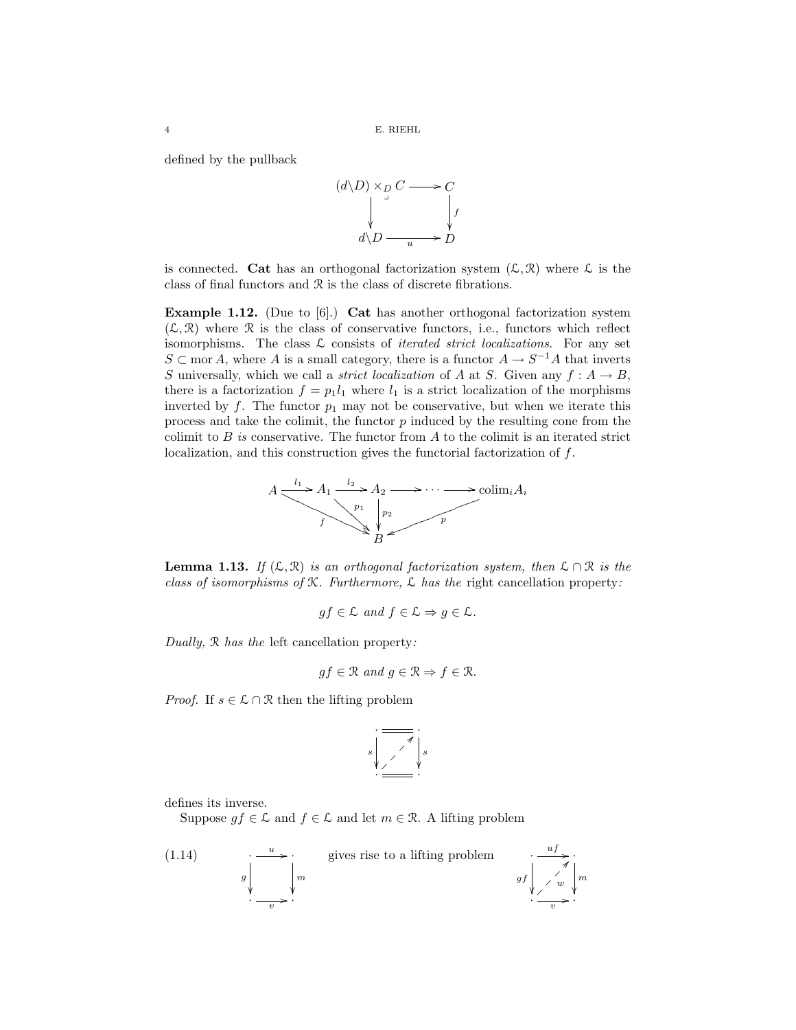defined by the pullback

$$\begin{array}{ccc} (d\backslash D) \times_D C & \longrightarrow & C \\ \downarrow & \lrcorner & \downarrow f \\ d\backslash D & \xrightarrow{u} & D \end{array}$$

is connected. **Cat** has an orthogonal factorization system $(\mathcal{L}, \mathcal{R})$ where $\mathcal{L}$ is the class of final functors and $\mathcal{R}$ is the class of discrete fibrations.

**Example 1.12.** (Due to [6].) **Cat** has another orthogonal factorization system $(\mathcal{L}, \mathcal{R})$ where $\mathcal{R}$ is the class of conservative functors, i.e., functors which reflect isomorphisms. The class $\mathcal{L}$ consists of *iterated strict localizations*. For any set $S \subset \operatorname{mor} A$, where $A$ is a small category, there is a functor $A \to S^{-1}A$ that inverts $S$ universally, which we call a *strict localization* of $A$ at $S$. Given any $f : A \to B$, there is a factorization $f = p_1 l_1$ where $l_1$ is a strict localization of the morphisms inverted by $f$. The functor $p_1$ may not be conservative, but when we iterate this process and take the colimit, the functor $p$ induced by the resulting cone from the colimit to $B$ *is* conservative. The functor from $A$ to the colimit is an iterated strict localization, and this construction gives the functorial factorization of $f$.

$$\begin{array}{ccccccc} A & \xrightarrow{l_1} & A_1 & \xrightarrow{l_2} & A_2 & \longrightarrow \cdots \longrightarrow & \operatorname{colim}_i A_i \\ & \searrow^{f} & \searrow^{p_1} & & \downarrow^{p_2} & \swarrow^{p} & \\ & & & & B & & \end{array}$$

**Lemma 1.13.** *If $(\mathcal{L}, \mathcal{R})$ is an orthogonal factorization system, then $\mathcal{L} \cap \mathcal{R}$ is the class of isomorphisms of $\mathcal{K}$. Furthermore, $\mathcal{L}$ has the* right cancellation property*:*

$$gf \in \mathcal{L} \text{ and } f \in \mathcal{L} \Rightarrow g \in \mathcal{L}.$$

*Dually, $\mathcal{R}$ has the* left cancellation property*:*

$$gf \in \mathcal{R} \text{ and } g \in \mathcal{R} \Rightarrow f \in \mathcal{R}.$$

*Proof.* If $s \in \mathcal{L} \cap \mathcal{R}$ then the lifting problem

$$\begin{array}{ccc} \cdot & = & \cdot \\ s \downarrow & \nearrow & \downarrow s \\ \cdot & = & \cdot \end{array}$$

defines its inverse.

Suppose $gf \in \mathcal{L}$ and $f \in \mathcal{L}$ and let $m \in \mathcal{R}$. A lifting problem

$$(1.14) \qquad \begin{array}{ccc} \cdot & \xrightarrow{u} & \cdot \\ g \downarrow & & \downarrow m \\ \cdot & \xrightarrow{v} & \cdot \end{array} \qquad \text{gives rise to a lifting problem} \qquad \begin{array}{ccc} \cdot & \xrightarrow{uf} & \cdot \\ gf \downarrow & \nearrow^{w} & \downarrow m \\ \cdot & \xrightarrow{v} & \cdot \end{array}$$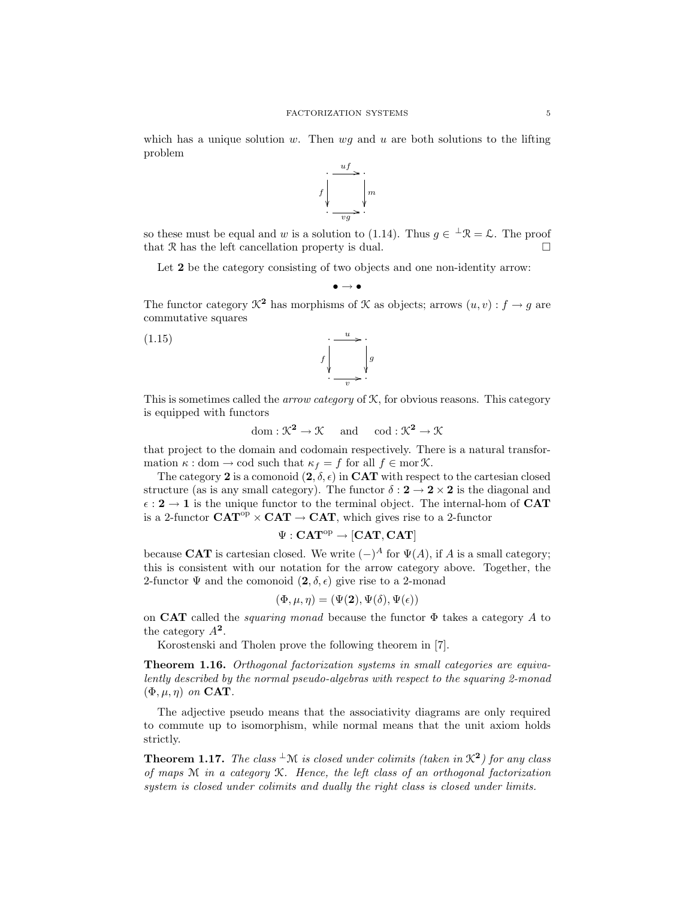which has a unique solution $w$. Then $wg$ and $u$ are both solutions to the lifting problem

$$\begin{array}{ccc} \cdot & \xrightarrow{uf} & \cdot \\ {\scriptstyle f}\downarrow & & \downarrow{\scriptstyle m} \\ \cdot & \xrightarrow[vg]{} & \cdot \end{array}$$

so these must be equal and $w$ is a solution to (1.14). Thus $g \in {}^{\perp}\mathcal{R} = \mathcal{L}$. The proof that $\mathcal{R}$ has the left cancellation property is dual. $\square$

Let $\mathbf{2}$ be the category consisting of two objects and one non-identity arrow:

$$\bullet \to \bullet$$

The functor category $\mathcal{K}^{\mathbf{2}}$ has morphisms of $\mathcal{K}$ as objects; arrows $(u, v) : f \to g$ are commutative squares

$$\begin{array}{ccc} \cdot & \xrightarrow{u} & \cdot \\ {\scriptstyle f}\downarrow & & \downarrow{\scriptstyle g} \\ \cdot & \xrightarrow[v]{} & \cdot \end{array} \tag{1.15}$$

This is sometimes called the *arrow category* of $\mathcal{K}$, for obvious reasons. This category is equipped with functors

$$\mathrm{dom} : \mathcal{K}^{\mathbf{2}} \to \mathcal{K} \quad \text{ and } \quad \mathrm{cod} : \mathcal{K}^{\mathbf{2}} \to \mathcal{K}$$

that project to the domain and codomain respectively. There is a natural transformation $\kappa : \mathrm{dom} \to \mathrm{cod}$ such that $\kappa_f = f$ for all $f \in \mathrm{mor}\,\mathcal{K}$.

The category $\mathbf{2}$ is a comonoid $(\mathbf{2}, \delta, \epsilon)$ in $\mathbf{CAT}$ with respect to the cartesian closed structure (as is any small category). The functor $\delta : \mathbf{2} \to \mathbf{2} \times \mathbf{2}$ is the diagonal and $\epsilon : \mathbf{2} \to \mathbf{1}$ is the unique functor to the terminal object. The internal-hom of $\mathbf{CAT}$ is a 2-functor $\mathbf{CAT}^{\mathrm{op}} \times \mathbf{CAT} \to \mathbf{CAT}$, which gives rise to a 2-functor

$$\Psi : \mathbf{CAT}^{\mathrm{op}} \to [\mathbf{CAT}, \mathbf{CAT}]$$

because $\mathbf{CAT}$ is cartesian closed. We write $(-)^A$ for $\Psi(A)$, if $A$ is a small category; this is consistent with our notation for the arrow category above. Together, the 2-functor $\Psi$ and the comonoid $(\mathbf{2}, \delta, \epsilon)$ give rise to a 2-monad

$$(\Phi, \mu, \eta) = (\Psi(\mathbf{2}), \Psi(\delta), \Psi(\epsilon))$$

on $\mathbf{CAT}$ called the *squaring monad* because the functor $\Phi$ takes a category $A$ to the category $A^{\mathbf{2}}$.

Korostenski and Tholen prove the following theorem in [7].

**Theorem 1.16.** *Orthogonal factorization systems in small categories are equivalently described by the normal pseudo-algebras with respect to the squaring 2-monad $(\Phi, \mu, \eta)$ on $\mathbf{CAT}$.*

The adjective pseudo means that the associativity diagrams are only required to commute up to isomorphism, while normal means that the unit axiom holds strictly.

**Theorem 1.17.** *The class ${}^{\perp}\mathcal{M}$ is closed under colimits (taken in $\mathcal{K}^{\mathbf{2}}$) for any class of maps $\mathcal{M}$ in a category $\mathcal{K}$. Hence, the left class of an orthogonal factorization system is closed under colimits and dually the right class is closed under limits.*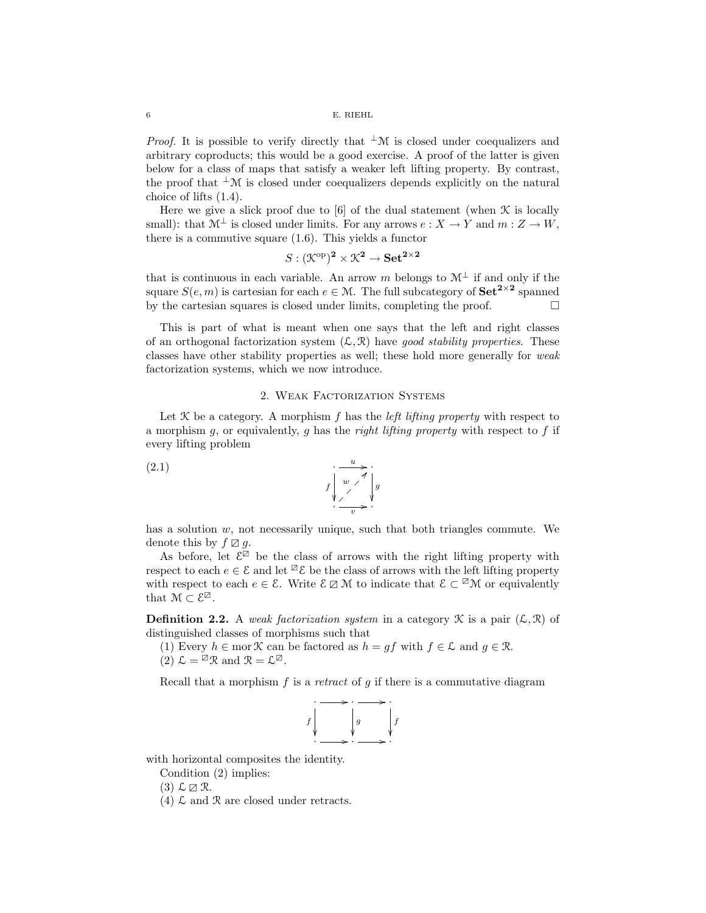*Proof.* It is possible to verify directly that ${}^{\perp}\mathcal{M}$ is closed under coequalizers and arbitrary coproducts; this would be a good exercise. A proof of the latter is given below for a class of maps that satisfy a weaker left lifting property. By contrast, the proof that ${}^{\perp}\mathcal{M}$ is closed under coequalizers depends explicitly on the natural choice of lifts (1.4).

Here we give a slick proof due to [6] of the dual statement (when $\mathcal{K}$ is locally small): that $\mathcal{M}^{\perp}$ is closed under limits. For any arrows $e : X \to Y$ and $m : Z \to W$, there is a commutive square (1.6). This yields a functor

$$S : (\mathcal{K}^{\mathrm{op}})^{\mathbf{2}} \times \mathcal{K}^{\mathbf{2}} \to \mathbf{Set}^{\mathbf{2}\times\mathbf{2}}$$

that is continuous in each variable. An arrow $m$ belongs to $\mathcal{M}^{\perp}$ if and only if the square $S(e, m)$ is cartesian for each $e \in \mathcal{M}$. The full subcategory of $\mathbf{Set}^{\mathbf{2}\times\mathbf{2}}$ spanned by the cartesian squares is closed under limits, completing the proof. □

This is part of what is meant when one says that the left and right classes of an orthogonal factorization system $(\mathcal{L}, \mathcal{R})$ have *good stability properties*. These classes have other stability properties as well; these hold more generally for *weak* factorization systems, which we now introduce.

## 2. Weak Factorization Systems

Let $\mathcal{K}$ be a category. A morphism $f$ has the *left lifting property* with respect to a morphism $g$, or equivalently, $g$ has the *right lifting property* with respect to $f$ if every lifting problem

$$\begin{array}{ccc} \cdot & \xrightarrow{u} & \cdot \\ {\scriptstyle f}\downarrow & \nearrow^{w} & \downarrow{\scriptstyle g} \\ \cdot & \xrightarrow[v]{} & \cdot \end{array} \tag{2.1}$$

has a solution $w$, not necessarily unique, such that both triangles commute. We denote this by $f \boxslash g$.

As before, let $\mathcal{E}^{\boxslash}$ be the class of arrows with the right lifting property with respect to each $e \in \mathcal{E}$ and let ${}^{\boxslash}\mathcal{E}$ be the class of arrows with the left lifting property with respect to each $e \in \mathcal{E}$. Write $\mathcal{E} \boxslash \mathcal{M}$ to indicate that $\mathcal{E} \subset {}^{\boxslash}\mathcal{M}$ or equivalently that $\mathcal{M} \subset \mathcal{E}^{\boxslash}$.

**Definition 2.2.** A *weak factorization system* in a category $\mathcal{K}$ is a pair $(\mathcal{L}, \mathcal{R})$ of distinguished classes of morphisms such that

(1) Every $h \in \operatorname{mor}\mathcal{K}$ can be factored as $h = gf$ with $f \in \mathcal{L}$ and $g \in \mathcal{R}$.
(2) $\mathcal{L} = {}^{\boxslash}\mathcal{R}$ and $\mathcal{R} = \mathcal{L}^{\boxslash}$.

Recall that a morphism $f$ is a *retract* of $g$ if there is a commutative diagram

$$\begin{array}{ccccc} \cdot & \longrightarrow & \cdot & \longrightarrow & \cdot \\ {\scriptstyle f}\downarrow & & \downarrow{\scriptstyle g} & & \downarrow{\scriptstyle f} \\ \cdot & \longrightarrow & \cdot & \longrightarrow & \cdot \end{array}$$

with horizontal composites the identity.

Condition (2) implies:

(3) $\mathcal{L} \boxslash \mathcal{R}$.
(4) $\mathcal{L}$ and $\mathcal{R}$ are closed under retracts.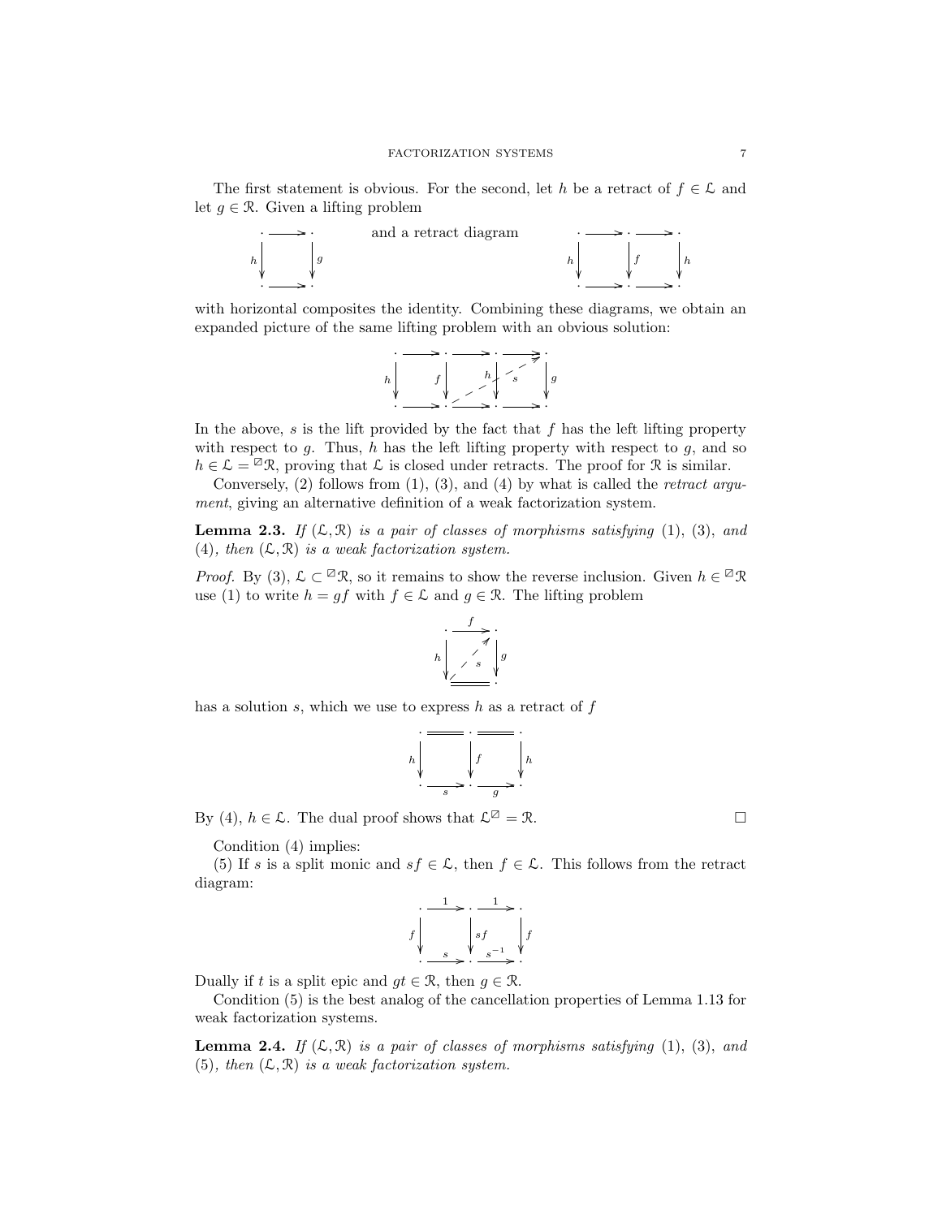The first statement is obvious. For the second, let $h$ be a retract of $f \in \mathcal{L}$ and let $g \in \mathcal{R}$. Given a lifting problem

$$\begin{array}{ccc} \cdot & \longrightarrow & \cdot \\ {\scriptstyle h}\downarrow & & \downarrow{\scriptstyle g} \\ \cdot & \longrightarrow & \cdot \end{array} \quad \text{and a retract diagram} \quad \begin{array}{ccccc} \cdot & \longrightarrow & \cdot & \longrightarrow & \cdot \\ {\scriptstyle h}\downarrow & & \downarrow{\scriptstyle f} & & \downarrow{\scriptstyle h} \\ \cdot & \longrightarrow & \cdot & \longrightarrow & \cdot \end{array}$$

with horizontal composites the identity. Combining these diagrams, we obtain an expanded picture of the same lifting problem with an obvious solution:

$$\begin{array}{ccccccc} \cdot & \longrightarrow & \cdot & \longrightarrow & \cdot & \longrightarrow & \cdot \\ {\scriptstyle h}\downarrow & & {\scriptstyle f}\downarrow & & {\scriptstyle h}\downarrow & {\scriptstyle s}\nearrow & \downarrow{\scriptstyle g} \\ \cdot & \longrightarrow & \cdot & \longrightarrow & \cdot & \longrightarrow & \cdot \end{array}$$

In the above, $s$ is the lift provided by the fact that $f$ has the left lifting property with respect to $g$. Thus, $h$ has the left lifting property with respect to $g$, and so $h \in \mathcal{L} = {}^{\boxslash}\mathcal{R}$, proving that $\mathcal{L}$ is closed under retracts. The proof for $\mathcal{R}$ is similar.

Conversely, (2) follows from (1), (3), and (4) by what is called the *retract argument*, giving an alternative definition of a weak factorization system.

**Lemma 2.3.** *If $(\mathcal{L}, \mathcal{R})$ is a pair of classes of morphisms satisfying* (1), (3), *and* (4)*, then $(\mathcal{L}, \mathcal{R})$ is a weak factorization system.*

*Proof.* By (3), $\mathcal{L} \subset {}^{\boxslash}\mathcal{R}$, so it remains to show the reverse inclusion. Given $h \in {}^{\boxslash}\mathcal{R}$ use (1) to write $h = gf$ with $f \in \mathcal{L}$ and $g \in \mathcal{R}$. The lifting problem

$$\begin{array}{ccc} \cdot & \xrightarrow{f} & \cdot \\ {\scriptstyle h}\downarrow & {\scriptstyle s}\nearrow & \downarrow{\scriptstyle g} \\ \cdot & = & \cdot \end{array}$$

has a solution $s$, which we use to express $h$ as a retract of $f$

$$\begin{array}{ccccc} \cdot & = & \cdot & = & \cdot \\ {\scriptstyle h}\downarrow & & \downarrow{\scriptstyle f} & & \downarrow{\scriptstyle h} \\ \cdot & \xrightarrow[s]{} & \cdot & \xrightarrow[g]{} & \cdot \end{array}$$

By (4), $h \in \mathcal{L}$. The dual proof shows that $\mathcal{L}^{\boxslash} = \mathcal{R}$. $\square$

Condition (4) implies:

(5) If $s$ is a split monic and $sf \in \mathcal{L}$, then $f \in \mathcal{L}$. This follows from the retract diagram:

$$\begin{array}{ccccc} \cdot & \xrightarrow{1} & \cdot & \xrightarrow{1} & \cdot \\ {\scriptstyle f}\downarrow & & \downarrow{\scriptstyle sf} & & \downarrow{\scriptstyle f} \\ \cdot & \xrightarrow[s]{} & \cdot & \xrightarrow[s^{-1}]{} & \cdot \end{array}$$

Dually if $t$ is a split epic and $gt \in \mathcal{R}$, then $g \in \mathcal{R}$.

Condition (5) is the best analog of the cancellation properties of Lemma 1.13 for weak factorization systems.

**Lemma 2.4.** *If $(\mathcal{L}, \mathcal{R})$ is a pair of classes of morphisms satisfying* (1), (3), *and* (5)*, then $(\mathcal{L}, \mathcal{R})$ is a weak factorization system.*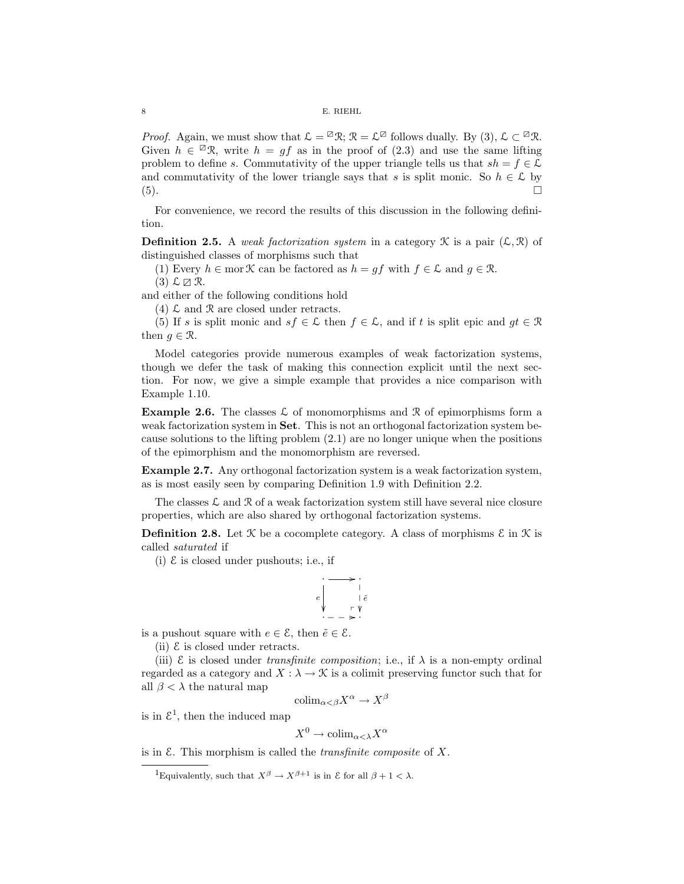*Proof.* Again, we must show that $\mathcal{L} = {}^{\boxslash}\mathcal{R}$; $\mathcal{R} = \mathcal{L}^{\boxslash}$ follows dually. By (3), $\mathcal{L} \subset {}^{\boxslash}\mathcal{R}$. Given $h \in {}^{\boxslash}\mathcal{R}$, write $h = gf$ as in the proof of (2.3) and use the same lifting problem to define $s$. Commutativity of the upper triangle tells us that $sh = f \in \mathcal{L}$ and commutativity of the lower triangle says that $s$ is split monic. So $h \in \mathcal{L}$ by (5). □

For convenience, we record the results of this discussion in the following definition.

**Definition 2.5.** A *weak factorization system* in a category $\mathcal{K}$ is a pair $(\mathcal{L}, \mathcal{R})$ of distinguished classes of morphisms such that

(1) Every $h \in \text{mor}\,\mathcal{K}$ can be factored as $h = gf$ with $f \in \mathcal{L}$ and $g \in \mathcal{R}$.

(3) $\mathcal{L} \boxslash \mathcal{R}$.

and either of the following conditions hold

(4) $\mathcal{L}$ and $\mathcal{R}$ are closed under retracts.

(5) If $s$ is split monic and $sf \in \mathcal{L}$ then $f \in \mathcal{L}$, and if $t$ is split epic and $gt \in \mathcal{R}$ then $g \in \mathcal{R}$.

Model categories provide numerous examples of weak factorization systems, though we defer the task of making this connection explicit until the next section. For now, we give a simple example that provides a nice comparison with Example 1.10.

**Example 2.6.** The classes $\mathcal{L}$ of monomorphisms and $\mathcal{R}$ of epimorphisms form a weak factorization system in **Set**. This is not an orthogonal factorization system because solutions to the lifting problem (2.1) are no longer unique when the positions of the epimorphism and the monomorphism are reversed.

**Example 2.7.** Any orthogonal factorization system is a weak factorization system, as is most easily seen by comparing Definition 1.9 with Definition 2.2.

The classes $\mathcal{L}$ and $\mathcal{R}$ of a weak factorization system still have several nice closure properties, which are also shared by orthogonal factorization systems.

**Definition 2.8.** Let $\mathcal{K}$ be a cocomplete category. A class of morphisms $\mathcal{E}$ in $\mathcal{K}$ is called *saturated* if

(i) $\mathcal{E}$ is closed under pushouts; i.e., if

$$\begin{array}{ccc} \cdot & \longrightarrow & \cdot \\ {\scriptstyle e}\downarrow & & \downarrow{\scriptstyle \tilde{e}} \\ \cdot & \dashrightarrow & \cdot \end{array}$$

is a pushout square with $e \in \mathcal{E}$, then $\tilde{e} \in \mathcal{E}$.

(ii) $\mathcal{E}$ is closed under retracts.

(iii) $\mathcal{E}$ is closed under *transfinite composition*; i.e., if $\lambda$ is a non-empty ordinal regarded as a category and $X : \lambda \to \mathcal{K}$ is a colimit preserving functor such that for all $\beta < \lambda$ the natural map

$$\text{colim}_{\alpha<\beta} X^\alpha \to X^\beta$$

is in $\mathcal{E}$[1], then the induced map

$$X^0 \to \text{colim}_{\alpha<\lambda} X^\alpha$$

is in $\mathcal{E}$. This morphism is called the *transfinite composite* of $X$.

[1] Equivalently, such that $X^\beta \to X^{\beta+1}$ is in $\mathcal{E}$ for all $\beta + 1 < \lambda$.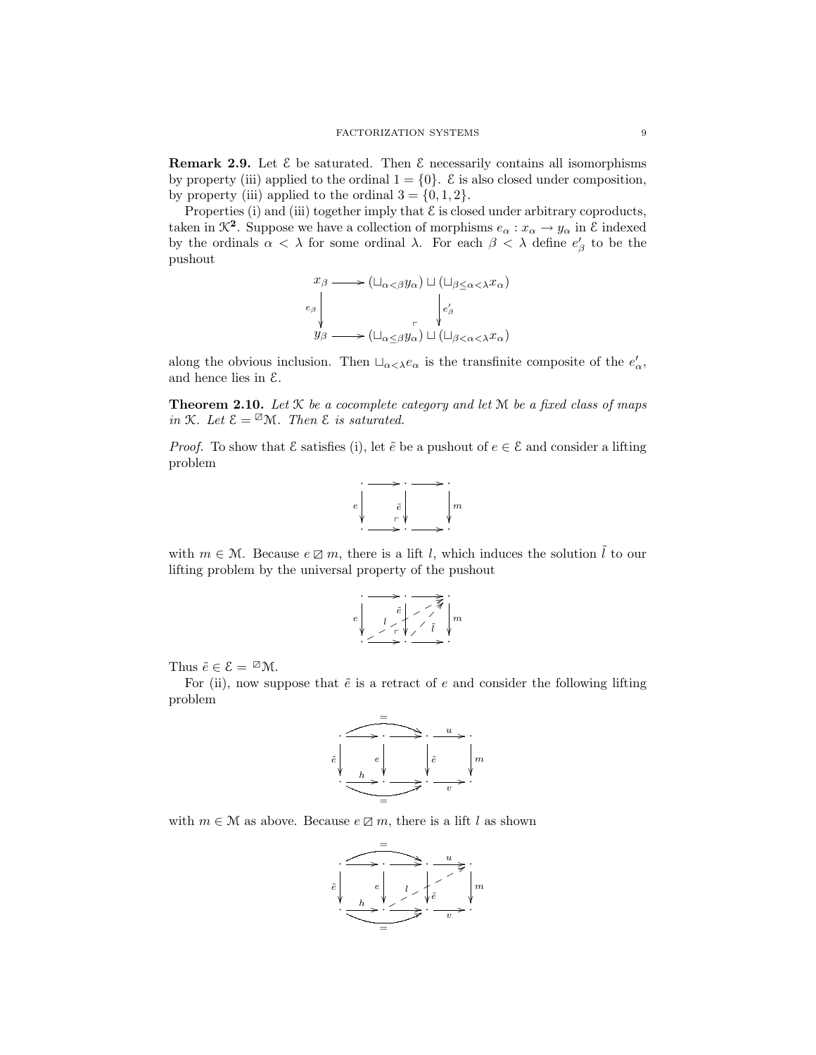**Remark 2.9.** Let $\mathcal{E}$ be saturated. Then $\mathcal{E}$ necessarily contains all isomorphisms by property (iii) applied to the ordinal $1 = \{0\}$. $\mathcal{E}$ is also closed under composition, by property (iii) applied to the ordinal $3 = \{0, 1, 2\}$.

Properties (i) and (iii) together imply that $\mathcal{E}$ is closed under arbitrary coproducts, taken in $\mathcal{K}^{\mathbf{2}}$. Suppose we have a collection of morphisms $e_\alpha : x_\alpha \to y_\alpha$ in $\mathcal{E}$ indexed by the ordinals $\alpha < \lambda$ for some ordinal $\lambda$. For each $\beta < \lambda$ define $e'_\beta$ to be the pushout

$$\begin{array}{ccc} x_\beta & \longrightarrow & (\sqcup_{\alpha<\beta} y_\alpha) \sqcup (\sqcup_{\beta \leq \alpha < \lambda} x_\alpha) \\ {\scriptstyle e_\beta}\downarrow & & \downarrow {\scriptstyle e'_\beta} \\ y_\beta & \longrightarrow & (\sqcup_{\alpha \leq \beta} y_\alpha) \sqcup (\sqcup_{\beta < \alpha < \lambda} x_\alpha) \end{array}$$

along the obvious inclusion. Then $\sqcup_{\alpha<\lambda} e_\alpha$ is the transfinite composite of the $e'_\alpha$, and hence lies in $\mathcal{E}$.

**Theorem 2.10.** *Let $\mathcal{K}$ be a cocomplete category and let $\mathcal{M}$ be a fixed class of maps in $\mathcal{K}$. Let $\mathcal{E} = {}^{\boxslash}\mathcal{M}$. Then $\mathcal{E}$ is saturated.*

*Proof.* To show that $\mathcal{E}$ satisfies (i), let $\tilde{e}$ be a pushout of $e \in \mathcal{E}$ and consider a lifting problem

$$\begin{array}{ccccc} \cdot & \longrightarrow & \cdot & \longrightarrow & \cdot \\ {\scriptstyle e}\downarrow & & \downarrow{\scriptstyle \tilde{e}} & & \downarrow{\scriptstyle m} \\ \cdot & \longrightarrow & \cdot & \longrightarrow & \cdot \end{array}$$

with $m \in \mathcal{M}$. Because $e \boxslash m$, there is a lift $l$, which induces the solution $\tilde{l}$ to our lifting problem by the universal property of the pushout

$$\begin{array}{ccccc} \cdot & \longrightarrow & \cdot & \longrightarrow & \cdot \\ {\scriptstyle e}\downarrow & {\scriptstyle l} & \downarrow{\scriptstyle \tilde{e}} & {\scriptstyle \tilde{l}} & \downarrow{\scriptstyle m} \\ \cdot & \longrightarrow & \cdot & \longrightarrow & \cdot \end{array}$$

Thus $\tilde{e} \in \mathcal{E} = {}^{\boxslash}\mathcal{M}$.

For (ii), now suppose that $\tilde{e}$ is a retract of $e$ and consider the following lifting problem

$$\begin{array}{ccccccc} \cdot & \longrightarrow & \cdot & \longrightarrow & \cdot & \xrightarrow{u} & \cdot \\ {\scriptstyle \tilde{e}}\downarrow & & \downarrow{\scriptstyle e} & & \downarrow{\scriptstyle \tilde{e}} & & \downarrow{\scriptstyle m} \\ \cdot & \xrightarrow{h} & \cdot & \longrightarrow & \cdot & \xrightarrow{v} & \cdot \end{array}$$

with $m \in \mathcal{M}$ as above. Because $e \boxslash m$, there is a lift $l$ as shown

$$\begin{array}{ccccccc} \cdot & \longrightarrow & \cdot & \longrightarrow & \cdot & \xrightarrow{u} & \cdot \\ {\scriptstyle \tilde{e}}\downarrow & & \downarrow{\scriptstyle e} & {\scriptstyle l} & \downarrow{\scriptstyle \tilde{e}} & & \downarrow{\scriptstyle m} \\ \cdot & \xrightarrow{h} & \cdot & \longrightarrow & \cdot & \xrightarrow{v} & \cdot \end{array}$$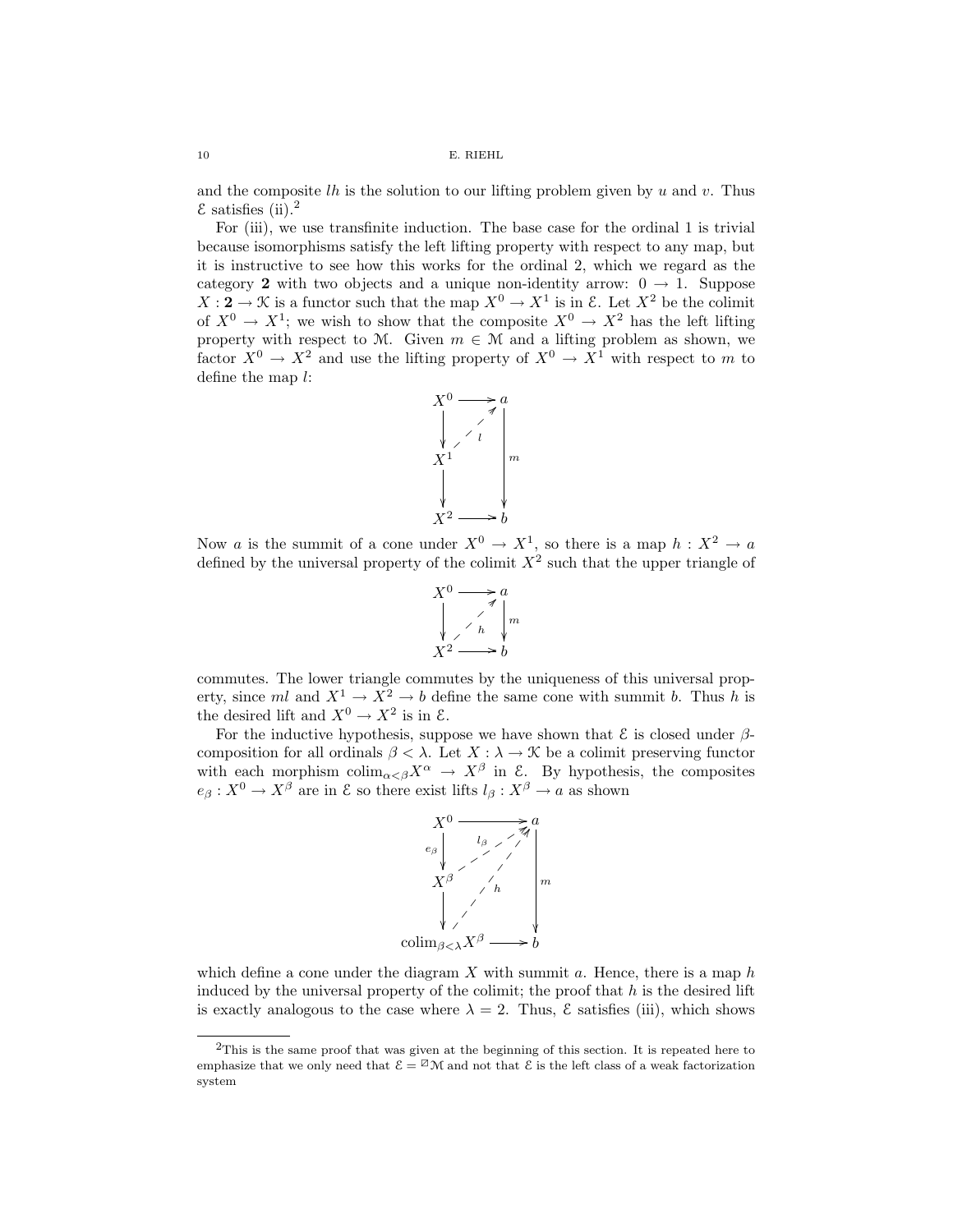and the composite $lh$ is the solution to our lifting problem given by $u$ and $v$. Thus $\mathcal{E}$ satisfies (ii).[2]

For (iii), we use transfinite induction. The base case for the ordinal 1 is trivial because isomorphisms satisfy the left lifting property with respect to any map, but it is instructive to see how this works for the ordinal 2, which we regard as the category $\mathbf{2}$ with two objects and a unique non-identity arrow: $0 \to 1$. Suppose $X : \mathbf{2} \to \mathcal{K}$ is a functor such that the map $X^0 \to X^1$ is in $\mathcal{E}$. Let $X^2$ be the colimit of $X^0 \to X^1$; we wish to show that the composite $X^0 \to X^2$ has the left lifting property with respect to $\mathcal{M}$. Given $m \in \mathcal{M}$ and a lifting problem as shown, we factor $X^0 \to X^2$ and use the lifting property of $X^0 \to X^1$ with respect to $m$ to define the map $l$:

$$\begin{array}{ccc} X^0 & \longrightarrow & a \\ \downarrow & \overset{l}{\nearrow} & \\ X^1 & & \downarrow m \\ \downarrow & & \\ X^2 & \longrightarrow & b \end{array}$$

Now $a$ is the summit of a cone under $X^0 \to X^1$, so there is a map $h : X^2 \to a$ defined by the universal property of the colimit $X^2$ such that the upper triangle of

$$\begin{array}{ccc} X^0 & \longrightarrow & a \\ \downarrow & \overset{h}{\nearrow} & \downarrow m \\ X^2 & \longrightarrow & b \end{array}$$

commutes. The lower triangle commutes by the uniqueness of this universal property, since $ml$ and $X^1 \to X^2 \to b$ define the same cone with summit $b$. Thus $h$ is the desired lift and $X^0 \to X^2$ is in $\mathcal{E}$.

For the inductive hypothesis, suppose we have shown that $\mathcal{E}$ is closed under $\beta$-composition for all ordinals $\beta < \lambda$. Let $X : \lambda \to \mathcal{K}$ be a colimit preserving functor with each morphism $\mathrm{colim}_{\alpha<\beta} X^\alpha \to X^\beta$ in $\mathcal{E}$. By hypothesis, the composites $e_\beta : X^0 \to X^\beta$ are in $\mathcal{E}$ so there exist lifts $l_\beta : X^\beta \to a$ as shown

$$\begin{array}{ccc} X^0 & \longrightarrow & a \\ e_\beta \downarrow & \overset{l_\beta}{\nearrow} & \\ X^\beta & \overset{h}{\nearrow} & \downarrow m \\ \downarrow & & \\ \mathrm{colim}_{\beta<\lambda} X^\beta & \longrightarrow & b \end{array}$$

which define a cone under the diagram $X$ with summit $a$. Hence, there is a map $h$ induced by the universal property of the colimit; the proof that $h$ is the desired lift is exactly analogous to the case where $\lambda = 2$. Thus, $\mathcal{E}$ satisfies (iii), which shows

[2] This is the same proof that was given at the beginning of this section. It is repeated here to emphasize that we only need that $\mathcal{E} = {}^\boxslash\mathcal{M}$ and not that $\mathcal{E}$ is the left class of a weak factorization system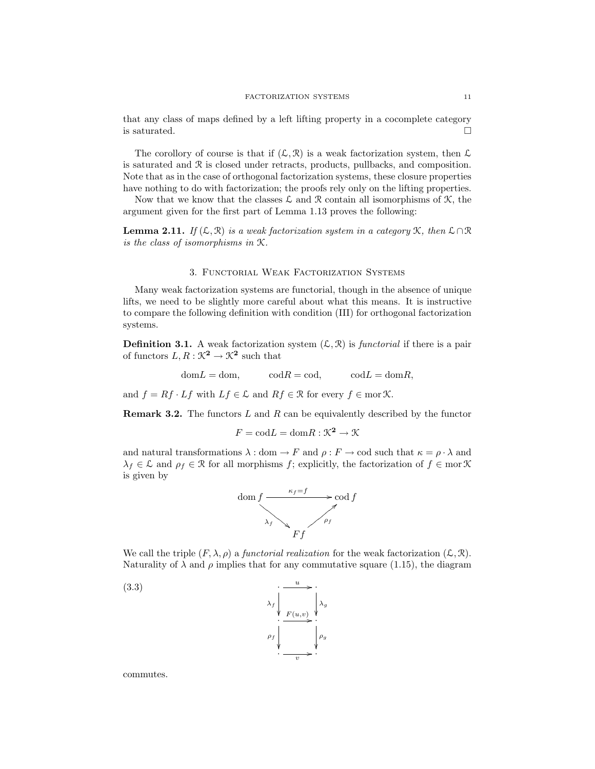that any class of maps defined by a left lifting property in a cocomplete category is saturated. □

The corollary of course is that if $(\mathcal{L}, \mathcal{R})$ is a weak factorization system, then $\mathcal{L}$ is saturated and $\mathcal{R}$ is closed under retracts, products, pullbacks, and composition. Note that as in the case of orthogonal factorization systems, these closure properties have nothing to do with factorization; the proofs rely only on the lifting properties.

Now that we know that the classes $\mathcal{L}$ and $\mathcal{R}$ contain all isomorphisms of $\mathcal{K}$, the argument given for the first part of Lemma 1.13 proves the following:

**Lemma 2.11.** *If $(\mathcal{L}, \mathcal{R})$ is a weak factorization system in a category $\mathcal{K}$, then $\mathcal{L} \cap \mathcal{R}$ is the class of isomorphisms in $\mathcal{K}$.*

## 3. Functorial Weak Factorization Systems

Many weak factorization systems are functorial, though in the absence of unique lifts, we need to be slightly more careful about what this means. It is instructive to compare the following definition with condition (III) for orthogonal factorization systems.

**Definition 3.1.** A weak factorization system $(\mathcal{L}, \mathcal{R})$ is *functorial* if there is a pair of functors $L, R : \mathcal{K}^{\mathbf{2}} \to \mathcal{K}^{\mathbf{2}}$ such that

$$\mathrm{dom} L = \mathrm{dom}, \qquad \mathrm{cod} R = \mathrm{cod}, \qquad \mathrm{cod} L = \mathrm{dom} R,$$

and $f = Rf \cdot Lf$ with $Lf \in \mathcal{L}$ and $Rf \in \mathcal{R}$ for every $f \in \mathrm{mor}\, \mathcal{K}$.

**Remark 3.2.** The functors $L$ and $R$ can be equivalently described by the functor

$$F = \mathrm{cod} L = \mathrm{dom} R : \mathcal{K}^{\mathbf{2}} \to \mathcal{K}$$

and natural transformations $\lambda : \mathrm{dom} \to F$ and $\rho : F \to \mathrm{cod}$ such that $\kappa = \rho \cdot \lambda$ and $\lambda_f \in \mathcal{L}$ and $\rho_f \in \mathcal{R}$ for all morphisms $f$; explicitly, the factorization of $f \in \mathrm{mor}\, \mathcal{K}$ is given by

$$\begin{array}{ccc} \mathrm{dom}\, f & \xrightarrow{\kappa_f = f} & \mathrm{cod}\, f \\ & \searrow^{\lambda_f} \quad \nearrow_{\rho_f} & \\ & Ff & \end{array}$$

We call the triple $(F, \lambda, \rho)$ a *functorial realization* for the weak factorization $(\mathcal{L}, \mathcal{R})$. Naturality of $\lambda$ and $\rho$ implies that for any commutative square (1.15), the diagram

$$\begin{array}{ccc} \cdot & \xrightarrow{u} & \cdot \\ {\scriptstyle \lambda_f}\downarrow & & \downarrow{\scriptstyle \lambda_g} \\ \cdot & \xrightarrow{F(u,v)} & \cdot \\ {\scriptstyle \rho_f}\downarrow & & \downarrow{\scriptstyle \rho_g} \\ \cdot & \xrightarrow{v} & \cdot \end{array} \tag{3.3}$$

commutes.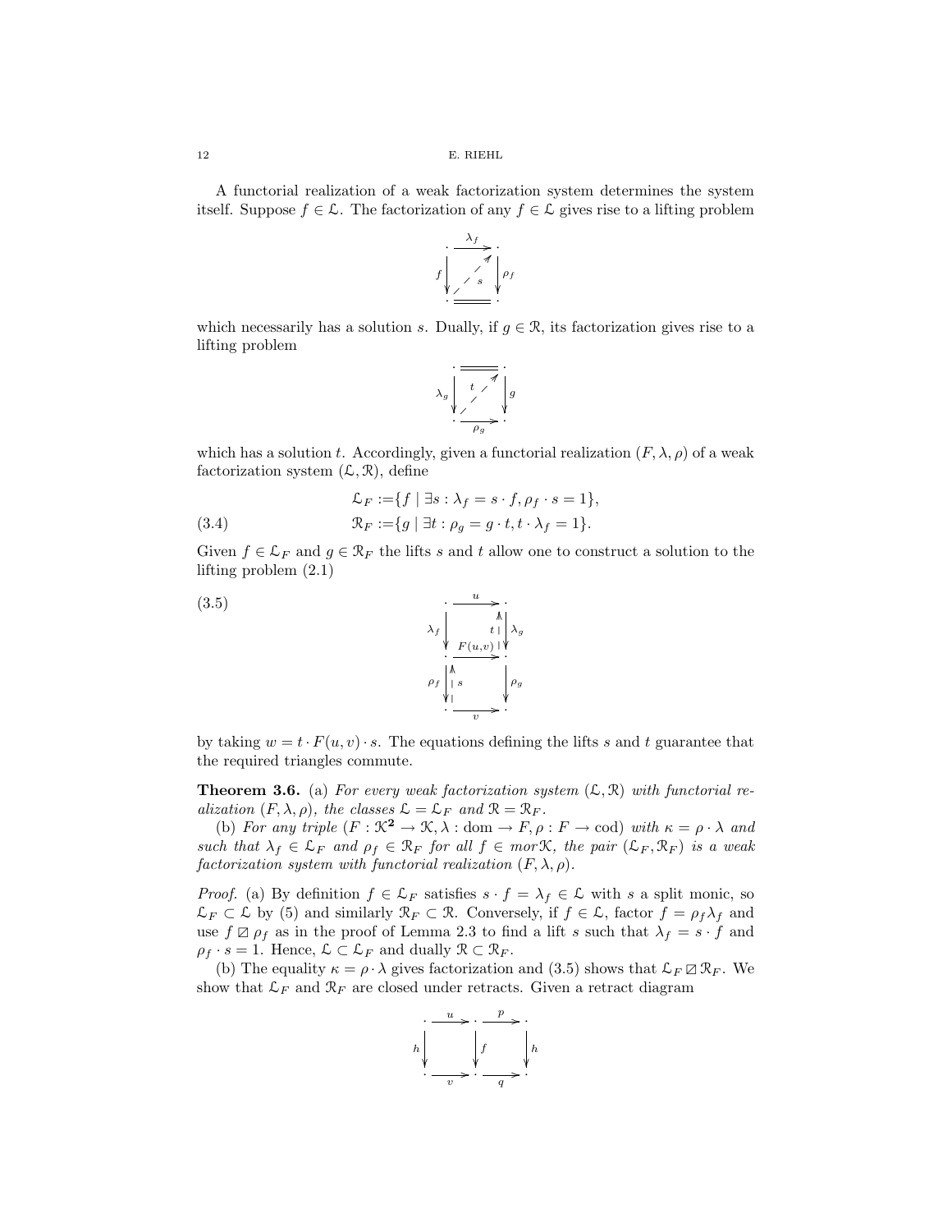A functorial realization of a weak factorization system determines the system itself. Suppose $f \in \mathcal{L}$. The factorization of any $f \in \mathcal{L}$ gives rise to a lifting problem

$$\begin{array}{ccc} \cdot & \xrightarrow{\lambda_f} & \cdot \\ {\scriptstyle f}\downarrow & \nearrow_{s} & \downarrow{\scriptstyle \rho_f} \\ \cdot & = & \cdot \end{array}$$

which necessarily has a solution $s$. Dually, if $g \in \mathcal{R}$, its factorization gives rise to a lifting problem

$$\begin{array}{ccc} \cdot & = & \cdot \\ {\scriptstyle \lambda_g}\downarrow & \nearrow^{t} & \downarrow{\scriptstyle g} \\ \cdot & \xrightarrow[\rho_g]{} & \cdot \end{array}$$

which has a solution $t$. Accordingly, given a functorial realization $(F, \lambda, \rho)$ of a weak factorization system $(\mathcal{L}, \mathcal{R})$, define

$$
\begin{aligned}
\mathcal{L}_F &:= \{f \mid \exists s : \lambda_f = s \cdot f, \rho_f \cdot s = 1\}, \\
\mathcal{R}_F &:= \{g \mid \exists t : \rho_g = g \cdot t, t \cdot \lambda_f = 1\}.
\end{aligned} \tag{3.4}
$$

Given $f \in \mathcal{L}_F$ and $g \in \mathcal{R}_F$ the lifts $s$ and $t$ allow one to construct a solution to the lifting problem (2.1)

$$\begin{array}{ccc} \cdot & \xrightarrow{u} & \cdot \\ {\scriptstyle \lambda_f}\downarrow & & \uparrow{\scriptstyle t}\ \downarrow{\scriptstyle \lambda_g} \\ \cdot & \xrightarrow{F(u,v)} & \cdot \\ {\scriptstyle \rho_f}\downarrow\ \uparrow{\scriptstyle s} & & \downarrow{\scriptstyle \rho_g} \\ \cdot & \xrightarrow[v]{} & \cdot \end{array} \tag{3.5}$$

by taking $w = t \cdot F(u, v) \cdot s$. The equations defining the lifts $s$ and $t$ guarantee that the required triangles commute.

**Theorem 3.6.** (a) *For every weak factorization system $(\mathcal{L}, \mathcal{R})$ with functorial realization $(F, \lambda, \rho)$, the classes $\mathcal{L} = \mathcal{L}_F$ and $\mathcal{R} = \mathcal{R}_F$.*

(b) *For any triple $(F : \mathcal{K}^{\mathbf{2}} \to \mathcal{K}, \lambda : \mathrm{dom} \to F, \rho : F \to \mathrm{cod})$ with $\kappa = \rho \cdot \lambda$ and such that $\lambda_f \in \mathcal{L}_F$ and $\rho_f \in \mathcal{R}_F$ for all $f \in mor\mathcal{K}$, the pair $(\mathcal{L}_F, \mathcal{R}_F)$ is a weak factorization system with functorial realization $(F, \lambda, \rho)$.*

*Proof.* (a) By definition $f \in \mathcal{L}_F$ satisfies $s \cdot f = \lambda_f \in \mathcal{L}$ with $s$ a split monic, so $\mathcal{L}_F \subset \mathcal{L}$ by (5) and similarly $\mathcal{R}_F \subset \mathcal{R}$. Conversely, if $f \in \mathcal{L}$, factor $f = \rho_f \lambda_f$ and use $f \boxslash \rho_f$ as in the proof of Lemma 2.3 to find a lift $s$ such that $\lambda_f = s \cdot f$ and $\rho_f \cdot s = 1$. Hence, $\mathcal{L} \subset \mathcal{L}_F$ and dually $\mathcal{R} \subset \mathcal{R}_F$.

(b) The equality $\kappa = \rho \cdot \lambda$ gives factorization and (3.5) shows that $\mathcal{L}_F \boxslash \mathcal{R}_F$. We show that $\mathcal{L}_F$ and $\mathcal{R}_F$ are closed under retracts. Given a retract diagram

$$\begin{array}{ccccc} \cdot & \xrightarrow{u} & \cdot & \xrightarrow{p} & \cdot \\ {\scriptstyle h}\downarrow & & \downarrow{\scriptstyle f} & & \downarrow{\scriptstyle h} \\ \cdot & \xrightarrow[v]{} & \cdot & \xrightarrow[q]{} & \cdot \end{array}$$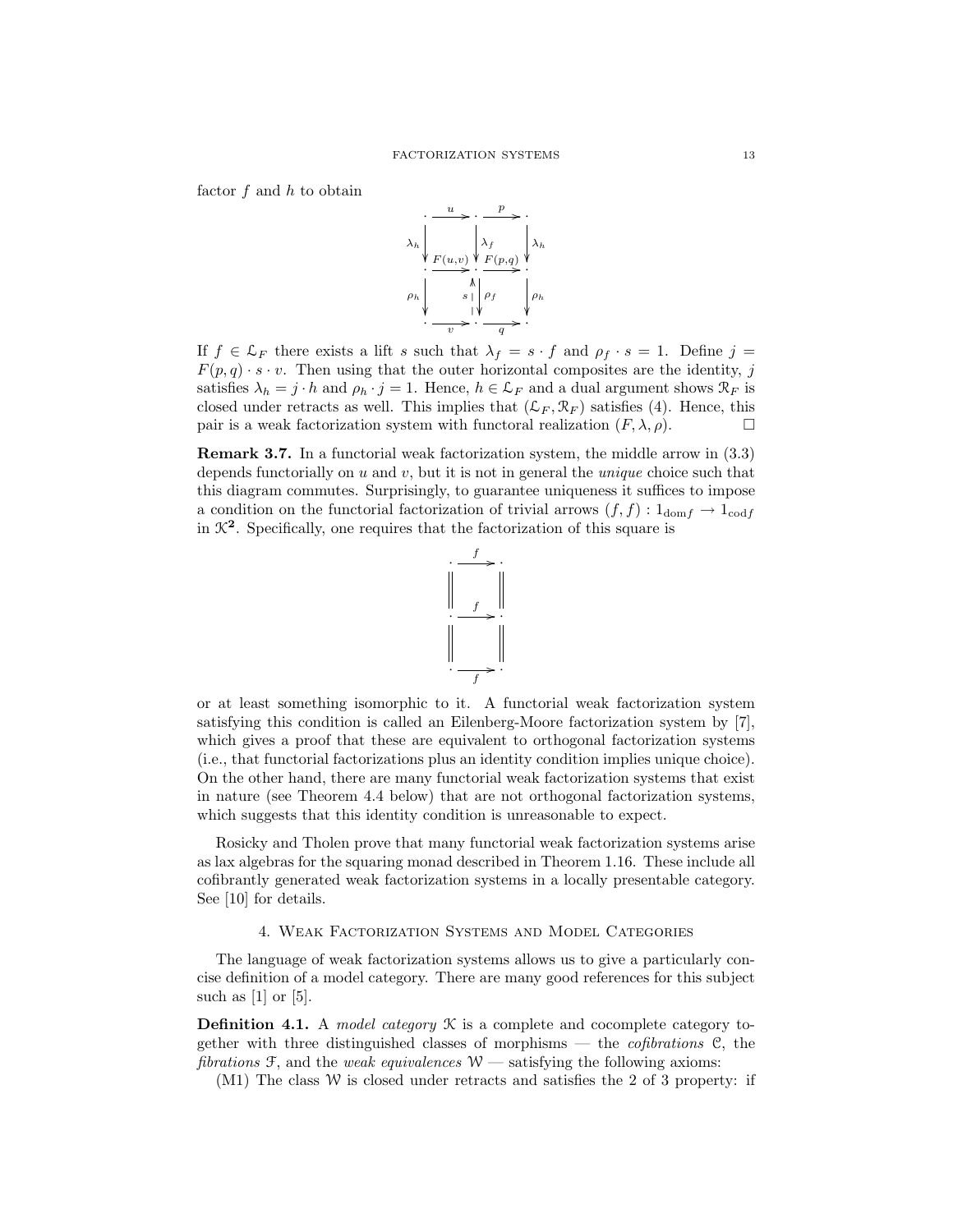factor $f$ and $h$ to obtain

$$\begin{array}{ccccc}
\cdot & \xrightarrow{u} & \cdot & \xrightarrow{p} & \cdot \\
\lambda_h \downarrow & & \downarrow \lambda_f & & \downarrow \lambda_h \\
\cdot & \xrightarrow{F(u,v)} & \cdot & \xrightarrow{F(p,q)} & \cdot \\
\rho_h \downarrow & & s \uparrow \downarrow \rho_f & & \downarrow \rho_h \\
\cdot & \xrightarrow[v]{} & \cdot & \xrightarrow[q]{} & \cdot
\end{array}$$

If $f \in \mathcal{L}_F$ there exists a lift $s$ such that $\lambda_f = s \cdot f$ and $\rho_f \cdot s = 1$. Define $j = F(p,q) \cdot s \cdot v$. Then using that the outer horizontal composites are the identity, $j$ satisfies $\lambda_h = j \cdot h$ and $\rho_h \cdot j = 1$. Hence, $h \in \mathcal{L}_F$ and a dual argument shows $\mathcal{R}_F$ is closed under retracts as well. This implies that $(\mathcal{L}_F, \mathcal{R}_F)$ satisfies (4). Hence, this pair is a weak factorization system with functoral realization $(F, \lambda, \rho)$. $\square$

**Remark 3.7.** In a functorial weak factorization system, the middle arrow in (3.3) depends functorially on $u$ and $v$, but it is not in general the *unique* choice such that this diagram commutes. Surprisingly, to guarantee uniqueness it suffices to impose a condition on the functorial factorization of trivial arrows $(f,f) : 1_{\mathrm{dom} f} \to 1_{\mathrm{cod} f}$ in $\mathcal{K}^{\mathbf{2}}$. Specifically, one requires that the factorization of this square is

$$\begin{array}{ccc}
\cdot & \xrightarrow{f} & \cdot \\
\| & & \| \\
\cdot & \xrightarrow{f} & \cdot \\
\| & & \| \\
\cdot & \xrightarrow[f]{} & \cdot
\end{array}$$

or at least something isomorphic to it. A functorial weak factorization system satisfying this condition is called an Eilenberg-Moore factorization system by [7], which gives a proof that these are equivalent to orthogonal factorization systems (i.e., that functorial factorizations plus an identity condition implies unique choice). On the other hand, there are many functorial weak factorization systems that exist in nature (see Theorem 4.4 below) that are not orthogonal factorization systems, which suggests that this identity condition is unreasonable to expect.

Rosicky and Tholen prove that many functorial weak factorization systems arise as lax algebras for the squaring monad described in Theorem 1.16. These include all cofibrantly generated weak factorization systems in a locally presentable category. See [10] for details.

## 4. Weak Factorization Systems and Model Categories

The language of weak factorization systems allows us to give a particularly concise definition of a model category. There are many good references for this subject such as [1] or [5].

**Definition 4.1.** A *model category* $\mathcal{K}$ is a complete and cocomplete category together with three distinguished classes of morphisms — the *cofibrations* $\mathcal{C}$, the *fibrations* $\mathcal{F}$, and the *weak equivalences* $\mathcal{W}$ — satisfying the following axioms:

(M1) The class $\mathcal{W}$ is closed under retracts and satisfies the 2 of 3 property: if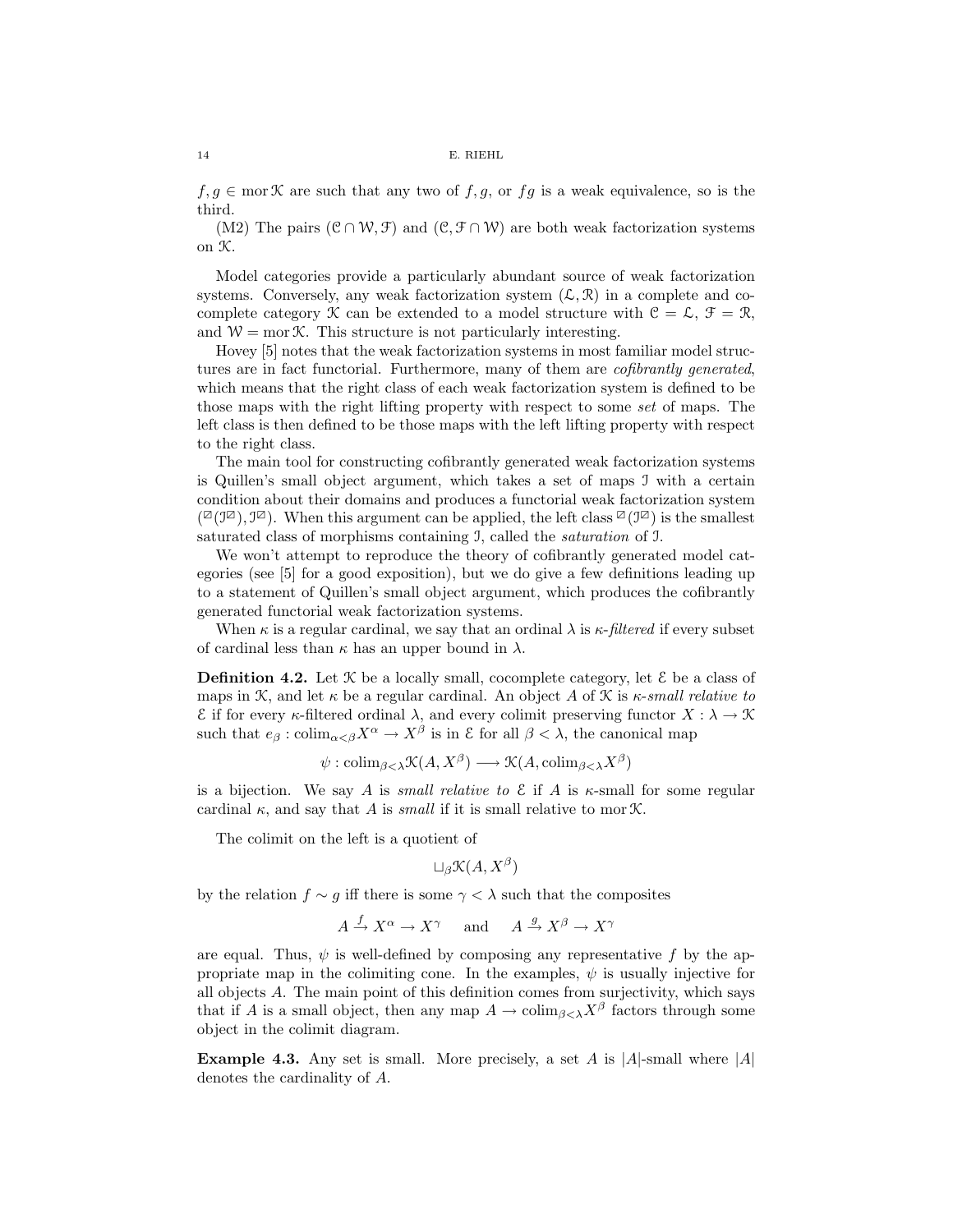$f, g \in \operatorname{mor} \mathcal{K}$ are such that any two of $f, g$, or $fg$ is a weak equivalence, so is the third.

(M2) The pairs $(\mathcal{C} \cap \mathcal{W}, \mathcal{F})$ and $(\mathcal{C}, \mathcal{F} \cap \mathcal{W})$ are both weak factorization systems on $\mathcal{K}$.

Model categories provide a particularly abundant source of weak factorization systems. Conversely, any weak factorization system $(\mathcal{L}, \mathcal{R})$ in a complete and cocomplete category $\mathcal{K}$ can be extended to a model structure with $\mathcal{C} = \mathcal{L}$, $\mathcal{F} = \mathcal{R}$, and $\mathcal{W} = \operatorname{mor} \mathcal{K}$. This structure is not particularly interesting.

Hovey [5] notes that the weak factorization systems in most familiar model structures are in fact functorial. Furthermore, many of them are *cofibrantly generated*, which means that the right class of each weak factorization system is defined to be those maps with the right lifting property with respect to some *set* of maps. The left class is then defined to be those maps with the left lifting property with respect to the right class.

The main tool for constructing cofibrantly generated weak factorization systems is Quillen's small object argument, which takes a set of maps $\mathcal{I}$ with a certain condition about their domains and produces a functorial weak factorization system $({}^{\boxslash}(\mathcal{I}^{\boxslash}), \mathcal{I}^{\boxslash})$. When this argument can be applied, the left class ${}^{\boxslash}(\mathcal{I}^{\boxslash})$ is the smallest saturated class of morphisms containing $\mathcal{I}$, called the *saturation* of $\mathcal{I}$.

We won't attempt to reproduce the theory of cofibrantly generated model categories (see [5] for a good exposition), but we do give a few definitions leading up to a statement of Quillen's small object argument, which produces the cofibrantly generated functorial weak factorization systems.

When $\kappa$ is a regular cardinal, we say that an ordinal $\lambda$ is *$\kappa$-filtered* if every subset of cardinal less than $\kappa$ has an upper bound in $\lambda$.

**Definition 4.2.** Let $\mathcal{K}$ be a locally small, cocomplete category, let $\mathcal{E}$ be a class of maps in $\mathcal{K}$, and let $\kappa$ be a regular cardinal. An object $A$ of $\mathcal{K}$ is *$\kappa$-small relative to* $\mathcal{E}$ if for every $\kappa$-filtered ordinal $\lambda$, and every colimit preserving functor $X : \lambda \to \mathcal{K}$ such that $e_\beta : \operatorname{colim}_{\alpha<\beta} X^\alpha \to X^\beta$ is in $\mathcal{E}$ for all $\beta < \lambda$, the canonical map

$$\psi : \operatorname{colim}_{\beta<\lambda} \mathcal{K}(A, X^\beta) \longrightarrow \mathcal{K}(A, \operatorname{colim}_{\beta<\lambda} X^\beta)$$

is a bijection. We say $A$ is *small relative to* $\mathcal{E}$ if $A$ is $\kappa$-small for some regular cardinal $\kappa$, and say that $A$ is *small* if it is small relative to $\operatorname{mor} \mathcal{K}$.

The colimit on the left is a quotient of

$$\sqcup_\beta \mathcal{K}(A, X^\beta)$$

by the relation $f \sim g$ iff there is some $\gamma < \lambda$ such that the composites

$$A \xrightarrow{f} X^\alpha \to X^\gamma \quad \text{and} \quad A \xrightarrow{g} X^\beta \to X^\gamma$$

are equal. Thus, $\psi$ is well-defined by composing any representative $f$ by the appropriate map in the colimiting cone. In the examples, $\psi$ is usually injective for all objects $A$. The main point of this definition comes from surjectivity, which says that if $A$ is a small object, then any map $A \to \operatorname{colim}_{\beta<\lambda} X^\beta$ factors through some object in the colimit diagram.

**Example 4.3.** Any set is small. More precisely, a set $A$ is $|A|$-small where $|A|$ denotes the cardinality of $A$.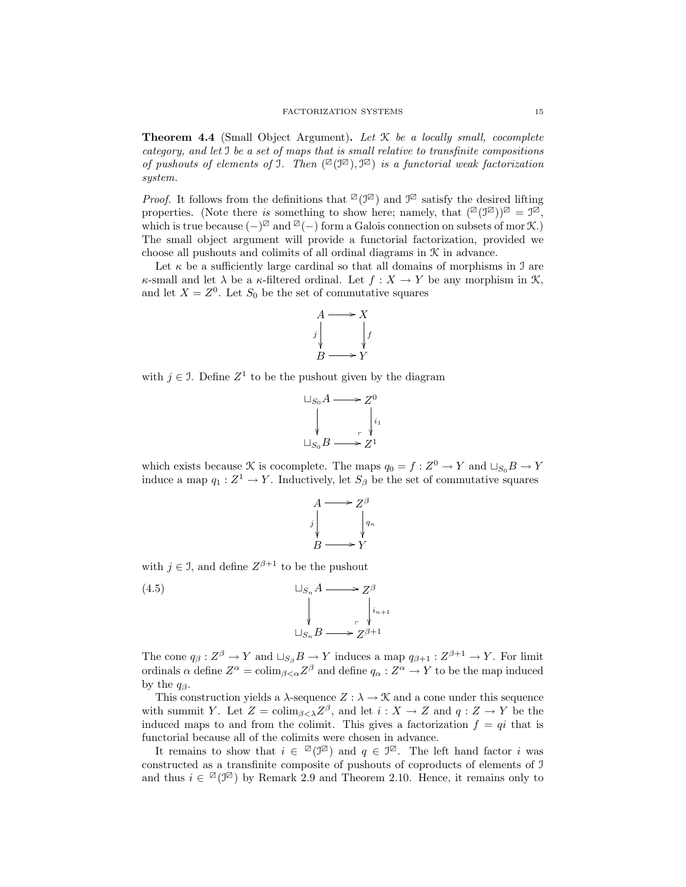**Theorem 4.4** (Small Object Argument)**.** *Let $\mathcal{K}$ be a locally small, cocomplete category, and let $\mathcal{I}$ be a set of maps that is small relative to transfinite compositions of pushouts of elements of $\mathcal{I}$. Then $({}^{\boxslash}(\mathcal{I}^{\boxslash}), \mathcal{I}^{\boxslash})$ is a functorial weak factorization system.*

*Proof.* It follows from the definitions that ${}^{\boxslash}(\mathcal{I}^{\boxslash})$ and $\mathcal{I}^{\boxslash}$ satisfy the desired lifting properties. (Note there *is* something to show here; namely, that $({}^{\boxslash}(\mathcal{I}^{\boxslash}))^{\boxslash} = \mathcal{I}^{\boxslash}$, which is true because $(-)^{\boxslash}$ and ${}^{\boxslash}(-)$ form a Galois connection on subsets of $\operatorname{mor}\mathcal{K}$.) The small object argument will provide a functorial factorization, provided we choose all pushouts and colimits of all ordinal diagrams in $\mathcal{K}$ in advance.

Let $\kappa$ be a sufficiently large cardinal so that all domains of morphisms in $\mathcal{I}$ are $\kappa$-small and let $\lambda$ be a $\kappa$-filtered ordinal. Let $f : X \to Y$ be any morphism in $\mathcal{K}$, and let $X = Z^0$. Let $S_0$ be the set of commutative squares

$$\begin{array}{ccc} A & \longrightarrow & X \\ {\scriptstyle j}\downarrow & & \downarrow{\scriptstyle f} \\ B & \longrightarrow & Y \end{array}$$

with $j \in \mathcal{I}$. Define $Z^1$ to be the pushout given by the diagram

$$\begin{array}{ccc} \sqcup_{S_0} A & \longrightarrow & Z^0 \\ \downarrow & & \downarrow{\scriptstyle i_1} \\ \sqcup_{S_0} B & \longrightarrow & Z^1 \end{array}$$

which exists because $\mathcal{K}$ is cocomplete. The maps $q_0 = f : Z^0 \to Y$ and $\sqcup_{S_0} B \to Y$ induce a map $q_1 : Z^1 \to Y$. Inductively, let $S_\beta$ be the set of commutative squares

$$\begin{array}{ccc} A & \longrightarrow & Z^\beta \\ {\scriptstyle j}\downarrow & & \downarrow{\scriptstyle q_n} \\ B & \longrightarrow & Y \end{array}$$

with $j \in \mathcal{I}$, and define $Z^{\beta+1}$ to be the pushout

$$\begin{array}{ccc} \sqcup_{S_n} A & \longrightarrow & Z^\beta \\ \downarrow & & \downarrow{\scriptstyle i_{n+1}} \\ \sqcup_{S_n} B & \longrightarrow & Z^{\beta+1} \end{array} \tag{4.5}$$

The cone $q_\beta : Z^\beta \to Y$ and $\sqcup_{S_\beta} B \to Y$ induces a map $q_{\beta+1} : Z^{\beta+1} \to Y$. For limit ordinals $\alpha$ define $Z^\alpha = \operatorname{colim}_{\beta<\alpha} Z^\beta$ and define $q_\alpha : Z^\alpha \to Y$ to be the map induced by the $q_\beta$.

This construction yields a $\lambda$-sequence $Z : \lambda \to \mathcal{K}$ and a cone under this sequence with summit $Y$. Let $Z = \operatorname{colim}_{\beta<\lambda} Z^\beta$, and let $i : X \to Z$ and $q : Z \to Y$ be the induced maps to and from the colimit. This gives a factorization $f = qi$ that is functorial because all of the colimits were chosen in advance.

It remains to show that $i \in {}^{\boxslash}(\mathcal{I}^{\boxslash})$ and $q \in \mathcal{I}^{\boxslash}$. The left hand factor $i$ was constructed as a transfinite composite of pushouts of coproducts of elements of $\mathcal{I}$ and thus $i \in {}^{\boxslash}(\mathcal{I}^{\boxslash})$ by Remark 2.9 and Theorem 2.10. Hence, it remains only to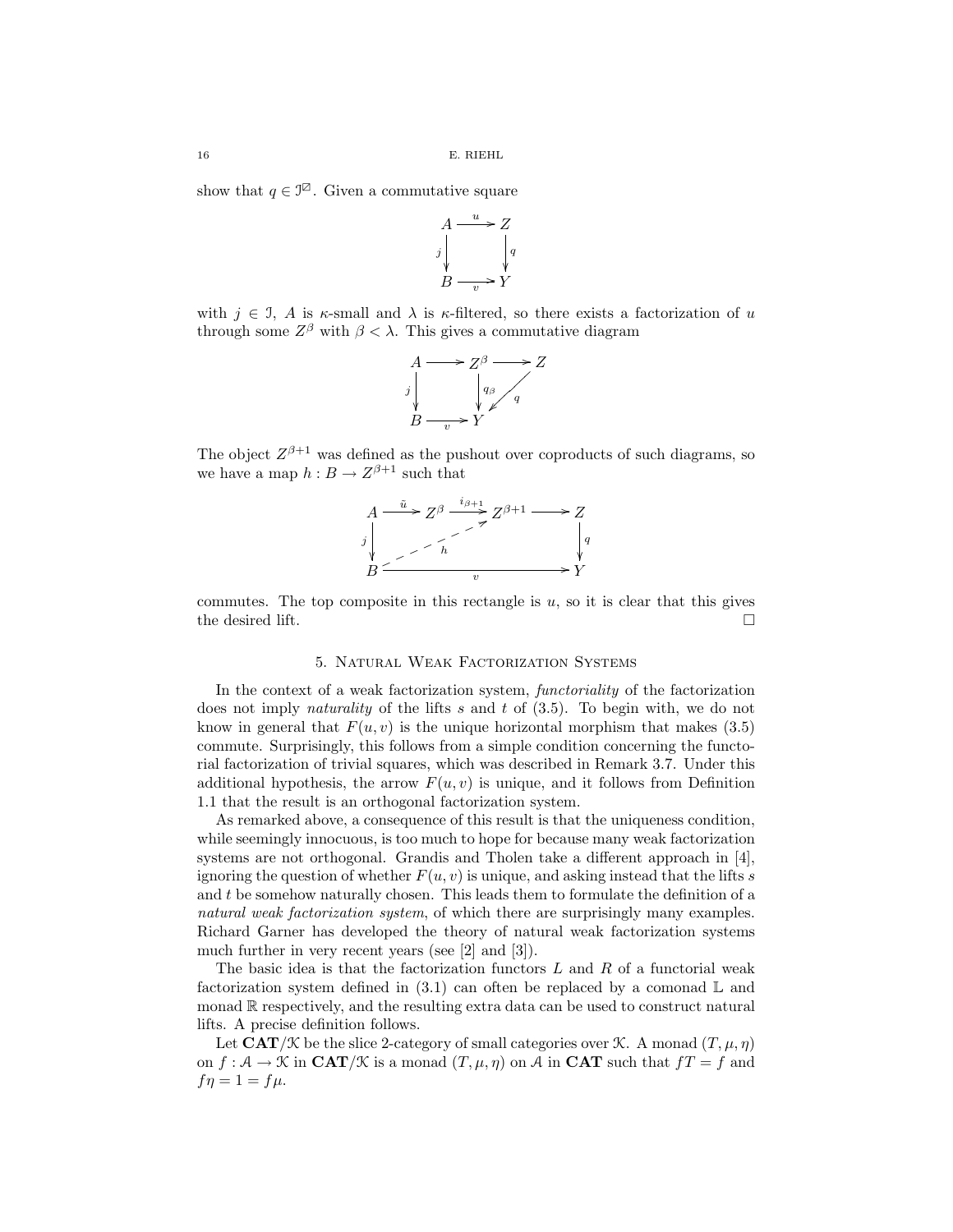show that $q \in \mathcal{I}^{\boxslash}$. Given a commutative square

$$\begin{array}{ccc} A & \xrightarrow{u} & Z \\ {\scriptstyle j}\downarrow & & \downarrow{\scriptstyle q} \\ B & \xrightarrow[v]{} & Y \end{array}$$

with $j \in \mathcal{I}$, $A$ is $\kappa$-small and $\lambda$ is $\kappa$-filtered, so there exists a factorization of $u$ through some $Z^\beta$ with $\beta < \lambda$. This gives a commutative diagram

$$\begin{array}{ccccc} A & \longrightarrow & Z^\beta & \longrightarrow & Z \\ {\scriptstyle j}\downarrow & & \downarrow{\scriptstyle q_\beta} & \swarrow{\scriptstyle q} & \\ B & \xrightarrow[v]{} & Y & & \end{array}$$

The object $Z^{\beta+1}$ was defined as the pushout over coproducts of such diagrams, so we have a map $h : B \to Z^{\beta+1}$ such that

$$\begin{array}{ccccccc} A & \xrightarrow{\tilde{u}} & Z^\beta & \xrightarrow{i_{\beta+1}} & Z^{\beta+1} & \longrightarrow & Z \\ {\scriptstyle j}\downarrow & & & \nearrow{\scriptstyle h} & & & \downarrow{\scriptstyle q} \\ B & & & \xrightarrow[v]{} & & & Y \end{array}$$

commutes. The top composite in this rectangle is $u$, so it is clear that this gives the desired lift. □

## 5. Natural Weak Factorization Systems

In the context of a weak factorization system, *functoriality* of the factorization does not imply *naturality* of the lifts $s$ and $t$ of (3.5). To begin with, we do not know in general that $F(u, v)$ is the unique horizontal morphism that makes (3.5) commute. Surprisingly, this follows from a simple condition concerning the functorial factorization of trivial squares, which was described in Remark 3.7. Under this additional hypothesis, the arrow $F(u, v)$ is unique, and it follows from Definition 1.1 that the result is an orthogonal factorization system.

As remarked above, a consequence of this result is that the uniqueness condition, while seemingly innocuous, is too much to hope for because many weak factorization systems are not orthogonal. Grandis and Tholen take a different approach in [4], ignoring the question of whether $F(u, v)$ is unique, and asking instead that the lifts $s$ and $t$ be somehow naturally chosen. This leads them to formulate the definition of a *natural weak factorization system*, of which there are surprisingly many examples. Richard Garner has developed the theory of natural weak factorization systems much further in very recent years (see [2] and [3]).

The basic idea is that the factorization functors $L$ and $R$ of a functorial weak factorization system defined in (3.1) can often be replaced by a comonad $\mathbb{L}$ and monad $\mathbb{R}$ respectively, and the resulting extra data can be used to construct natural lifts. A precise definition follows.

Let $\mathbf{CAT}/\mathcal{K}$ be the slice 2-category of small categories over $\mathcal{K}$. A monad $(T, \mu, \eta)$ on $f : \mathcal{A} \to \mathcal{K}$ in $\mathbf{CAT}/\mathcal{K}$ is a monad $(T, \mu, \eta)$ on $\mathcal{A}$ in $\mathbf{CAT}$ such that $fT = f$ and $f\eta = 1 = f\mu$.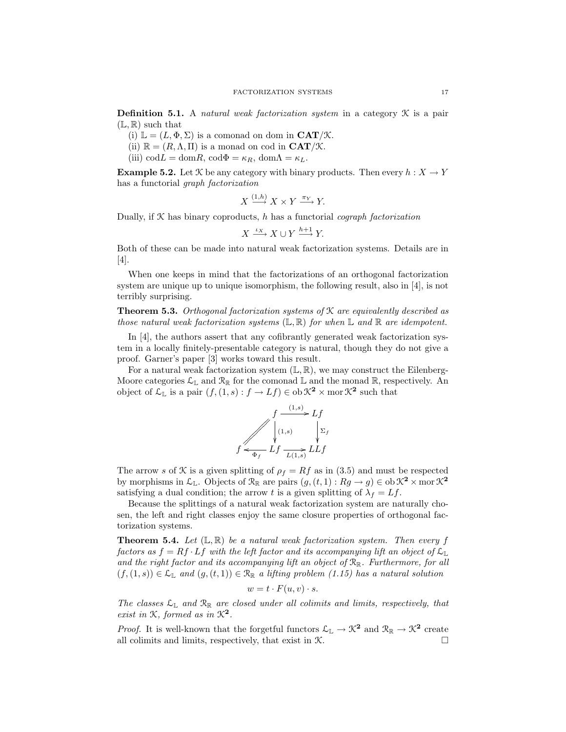**Definition 5.1.** A *natural weak factorization system* in a category $\mathcal{K}$ is a pair $(\mathbb{L}, \mathbb{R})$ such that

(i) $\mathbb{L} = (L, \Phi, \Sigma)$ is a comonad on dom in $\mathbf{CAT}/\mathcal{K}$.

(ii) $\mathbb{R} = (R, \Lambda, \Pi)$ is a monad on cod in $\mathbf{CAT}/\mathcal{K}$.

(iii) $\text{cod}L = \text{dom}R$, $\text{cod}\Phi = \kappa_R$, $\text{dom}\Lambda = \kappa_L$.

**Example 5.2.** Let $\mathcal{K}$ be any category with binary products. Then every $h : X \to Y$ has a functorial *graph factorization*

$$X \xrightarrow{(1,h)} X \times Y \xrightarrow{\pi_Y} Y.$$

Dually, if $\mathcal{K}$ has binary coproducts, $h$ has a functorial *cograph factorization*

$$X \xrightarrow{\iota_X} X \cup Y \xrightarrow{h+1} Y.$$

Both of these can be made into natural weak factorization systems. Details are in [4].

When one keeps in mind that the factorizations of an orthogonal factorization system are unique up to unique isomorphism, the following result, also in [4], is not terribly surprising.

**Theorem 5.3.** *Orthogonal factorization systems of $\mathcal{K}$ are equivalently described as those natural weak factorization systems $(\mathbb{L}, \mathbb{R})$ for when $\mathbb{L}$ and $\mathbb{R}$ are idempotent.*

In [4], the authors assert that any cofibrantly generated weak factorization system in a locally finitely-presentable category is natural, though they do not give a proof. Garner's paper [3] works toward this result.

For a natural weak factorization system $(\mathbb{L}, \mathbb{R})$, we may construct the Eilenberg-Moore categories $\mathcal{L}_{\mathbb{L}}$ and $\mathcal{R}_{\mathbb{R}}$ for the comonad $\mathbb{L}$ and the monad $\mathbb{R}$, respectively. An object of $\mathcal{L}_{\mathbb{L}}$ is a pair $(f, (1, s) : f \to Lf) \in \text{ob}\,\mathcal{K}^{\mathbf{2}} \times \text{mor}\,\mathcal{K}^{\mathbf{2}}$ such that

$$\begin{array}{ccccc} & & f & \xrightarrow{(1,s)} & Lf \\ & \diagup\!\!\diagup & \Big\downarrow{\scriptstyle (1,s)} & & \Big\downarrow{\scriptstyle \Sigma_f} \\ f & \xleftarrow[\Phi_f]{} & Lf & \xrightarrow[L(1,s)]{} & LLf \end{array}$$

The arrow $s$ of $\mathcal{K}$ is a given splitting of $\rho_f = Rf$ as in (3.5) and must be respected by morphisms in $\mathcal{L}_{\mathbb{L}}$. Objects of $\mathcal{R}_{\mathbb{R}}$ are pairs $(g, (t, 1) : Rg \to g) \in \text{ob}\,\mathcal{K}^{\mathbf{2}} \times \text{mor}\,\mathcal{K}^{\mathbf{2}}$ satisfying a dual condition; the arrow $t$ is a given splitting of $\lambda_f = Lf$.

Because the splittings of a natural weak factorization system are naturally chosen, the left and right classes enjoy the same closure properties of orthogonal factorization systems.

**Theorem 5.4.** *Let $(\mathbb{L}, \mathbb{R})$ be a natural weak factorization system. Then every $f$ factors as $f = Rf \cdot Lf$ with the left factor and its accompanying lift an object of $\mathcal{L}_{\mathbb{L}}$ and the right factor and its accompanying lift an object of $\mathcal{R}_{\mathbb{R}}$. Furthermore, for all $(f, (1, s)) \in \mathcal{L}_{\mathbb{L}}$ and $(g, (t, 1)) \in \mathcal{R}_{\mathbb{R}}$ a lifting problem (1.15) has a natural solution*

$$w = t \cdot F(u, v) \cdot s.$$

*The classes $\mathcal{L}_{\mathbb{L}}$ and $\mathcal{R}_{\mathbb{R}}$ are closed under all colimits and limits, respectively, that exist in $\mathcal{K}$, formed as in $\mathcal{K}^{\mathbf{2}}$.*

*Proof.* It is well-known that the forgetful functors $\mathcal{L}_{\mathbb{L}} \to \mathcal{K}^{\mathbf{2}}$ and $\mathcal{R}_{\mathbb{R}} \to \mathcal{K}^{\mathbf{2}}$ create all colimits and limits, respectively, that exist in $\mathcal{K}$. $\square$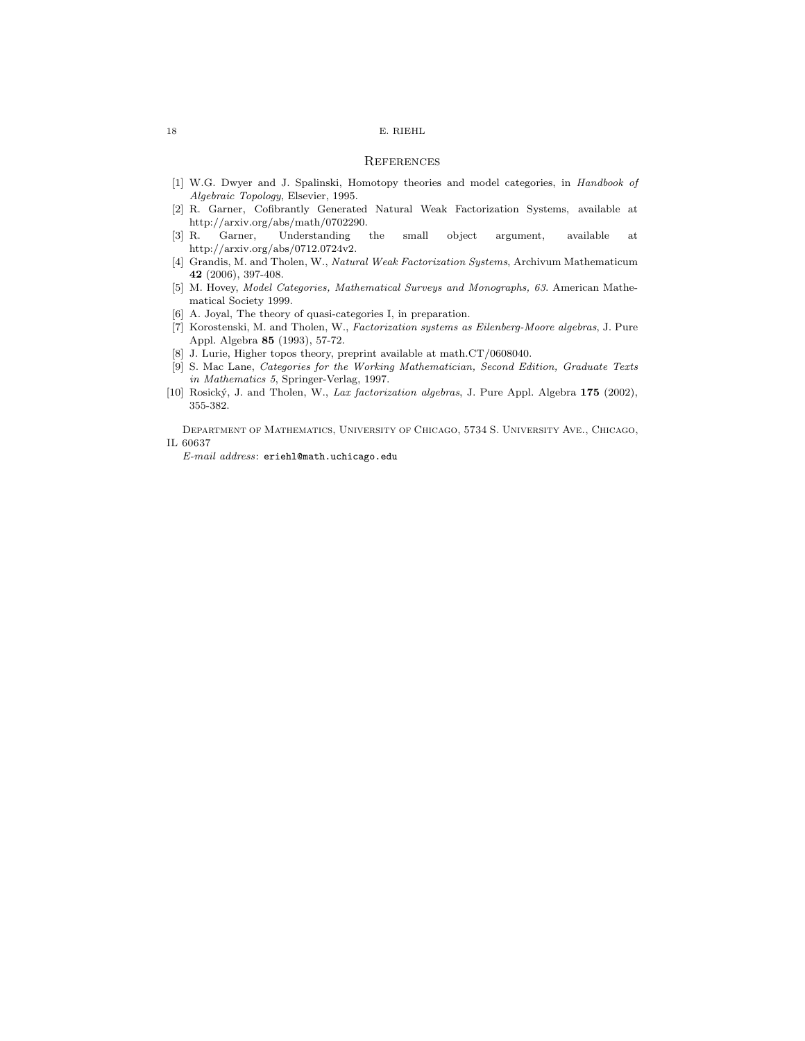## References

[1] W.G. Dwyer and J. Spalinski, Homotopy theories and model categories, in *Handbook of Algebraic Topology*, Elsevier, 1995.

[2] R. Garner, Cofibrantly Generated Natural Weak Factorization Systems, available at http://arxiv.org/abs/math/0702290.

[3] R. Garner, Understanding the small object argument, available at http://arxiv.org/abs/0712.0724v2.

[4] Grandis, M. and Tholen, W., *Natural Weak Factorization Systems*, Archivum Mathematicum **42** (2006), 397-408.

[5] M. Hovey, *Model Categories, Mathematical Surveys and Monographs, 63*. American Mathematical Society 1999.

[6] A. Joyal, The theory of quasi-categories I, in preparation.

[7] Korostenski, M. and Tholen, W., *Factorization systems as Eilenberg-Moore algebras*, J. Pure Appl. Algebra **85** (1993), 57-72.

[8] J. Lurie, Higher topos theory, preprint available at math.CT/0608040.

[9] S. Mac Lane, *Categories for the Working Mathematician, Second Edition, Graduate Texts in Mathematics 5*, Springer-Verlag, 1997.

[10] Rosický, J. and Tholen, W., *Lax factorization algebras*, J. Pure Appl. Algebra **175** (2002), 355-382.

Department of Mathematics, University of Chicago, 5734 S. University Ave., Chicago, IL 60637

*E-mail address*: `eriehl@math.uchicago.edu`